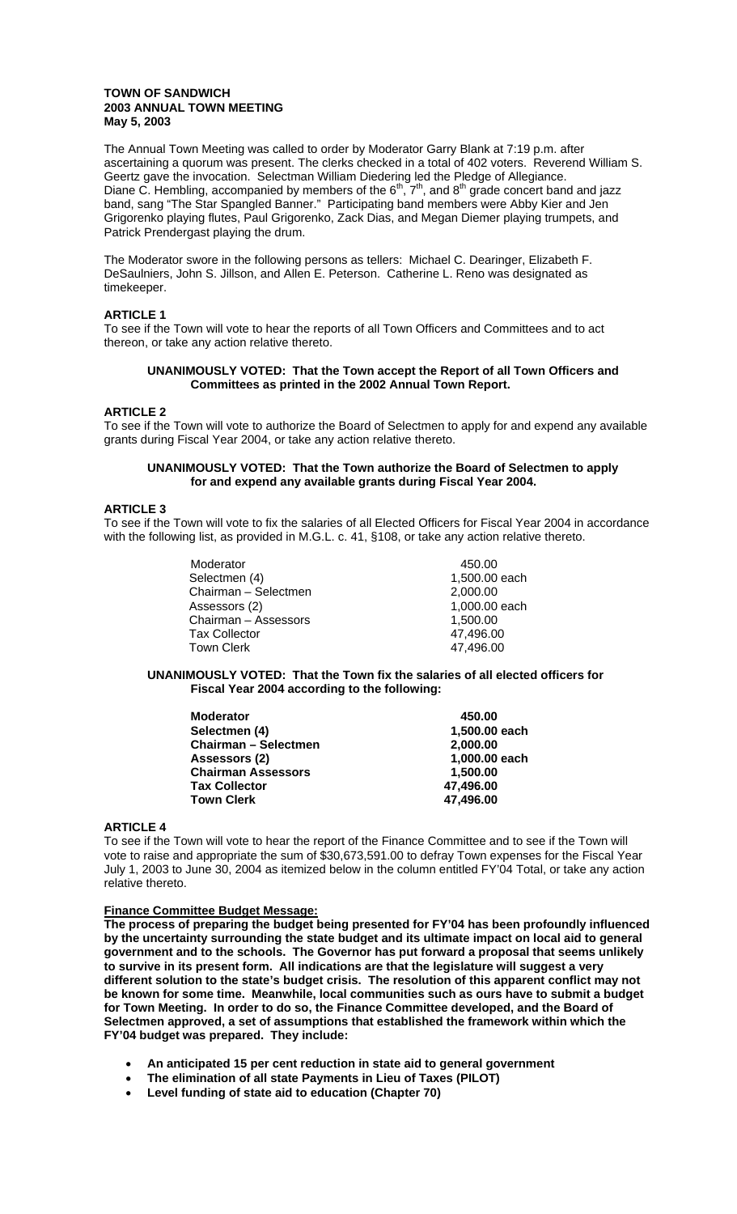**TOWN OF SANDWICH**
**2003 ANNUAL TOWN MEETING**
**May 5, 2003**

The Annual Town Meeting was called to order by Moderator Garry Blank at 7:19 p.m. after ascertaining a quorum was present. The clerks checked in a total of 402 voters. Reverend William S. Geertz gave the invocation. Selectman William Diedering led the Pledge of Allegiance. Diane C. Hembling, accompanied by members of the 6th, 7th, and 8th grade concert band and jazz band, sang "The Star Spangled Banner." Participating band members were Abby Kier and Jen Grigorenko playing flutes, Paul Grigorenko, Zack Dias, and Megan Diemer playing trumpets, and Patrick Prendergast playing the drum.

The Moderator swore in the following persons as tellers: Michael C. Dearinger, Elizabeth F. DeSaulniers, John S. Jillson, and Allen E. Peterson. Catherine L. Reno was designated as timekeeper.

### ARTICLE 1

To see if the Town will vote to hear the reports of all Town Officers and Committees and to act thereon, or take any action relative thereto.

**UNANIMOUSLY VOTED: That the Town accept the Report of all Town Officers and Committees as printed in the 2002 Annual Town Report.**

### ARTICLE 2

To see if the Town will vote to authorize the Board of Selectmen to apply for and expend any available grants during Fiscal Year 2004, or take any action relative thereto.

**UNANIMOUSLY VOTED: That the Town authorize the Board of Selectmen to apply for and expend any available grants during Fiscal Year 2004.**

### ARTICLE 3

To see if the Town will vote to fix the salaries of all Elected Officers for Fiscal Year 2004 in accordance with the following list, as provided in M.G.L. c. 41, §108, or take any action relative thereto.

| | |
|---|---|
| Moderator | 450.00 |
| Selectmen (4) | 1,500.00 each |
| Chairman – Selectmen | 2,000.00 |
| Assessors (2) | 1,000.00 each |
| Chairman – Assessors | 1,500.00 |
| Tax Collector | 47,496.00 |
| Town Clerk | 47,496.00 |

**UNANIMOUSLY VOTED: That the Town fix the salaries of all elected officers for Fiscal Year 2004 according to the following:**

| | |
|---|---|
| **Moderator** | **450.00** |
| **Selectmen (4)** | **1,500.00 each** |
| **Chairman – Selectmen** | **2,000.00** |
| **Assessors (2)** | **1,000.00 each** |
| **Chairman Assessors** | **1,500.00** |
| **Tax Collector** | **47,496.00** |
| **Town Clerk** | **47,496.00** |

### ARTICLE 4

To see if the Town will vote to hear the report of the Finance Committee and to see if the Town will vote to raise and appropriate the sum of $30,673,591.00 to defray Town expenses for the Fiscal Year July 1, 2003 to June 30, 2004 as itemized below in the column entitled FY'04 Total, or take any action relative thereto.

**Finance Committee Budget Message:**

**The process of preparing the budget being presented for FY'04 has been profoundly influenced by the uncertainty surrounding the state budget and its ultimate impact on local aid to general government and to the schools. The Governor has put forward a proposal that seems unlikely to survive in its present form. All indications are that the legislature will suggest a very different solution to the state's budget crisis. The resolution of this apparent conflict may not be known for some time. Meanwhile, local communities such as ours have to submit a budget for Town Meeting. In order to do so, the Finance Committee developed, and the Board of Selectmen approved, a set of assumptions that established the framework within which the FY'04 budget was prepared. They include:**

- **An anticipated 15 per cent reduction in state aid to general government**
- **The elimination of all state Payments in Lieu of Taxes (PILOT)**
- **Level funding of state aid to education (Chapter 70)**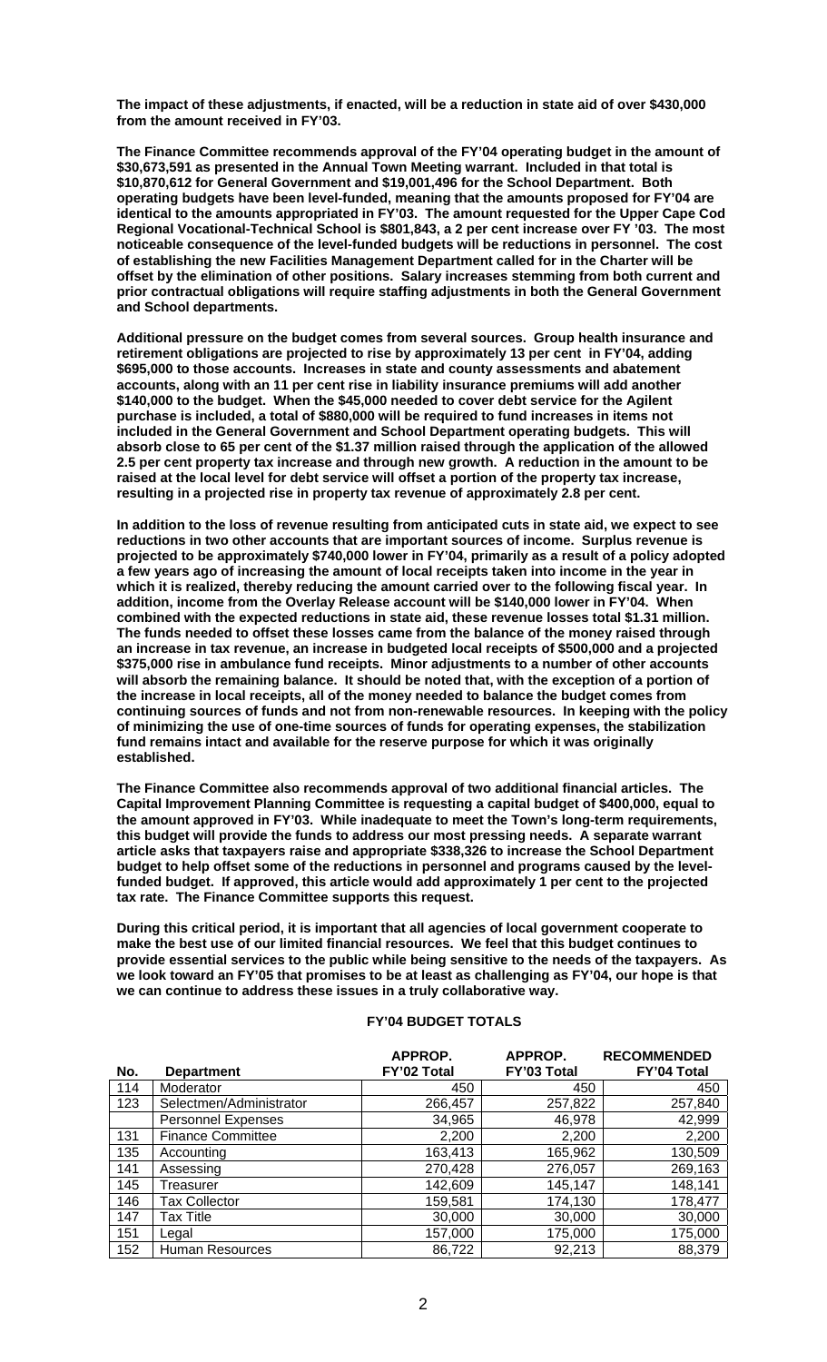**The impact of these adjustments, if enacted, will be a reduction in state aid of over $430,000 from the amount received in FY'03.**

**The Finance Committee recommends approval of the FY'04 operating budget in the amount of $30,673,591 as presented in the Annual Town Meeting warrant. Included in that total is $10,870,612 for General Government and $19,001,496 for the School Department. Both operating budgets have been level-funded, meaning that the amounts proposed for FY'04 are identical to the amounts appropriated in FY'03. The amount requested for the Upper Cape Cod Regional Vocational-Technical School is $801,843, a 2 per cent increase over FY '03. The most noticeable consequence of the level-funded budgets will be reductions in personnel. The cost of establishing the new Facilities Management Department called for in the Charter will be offset by the elimination of other positions. Salary increases stemming from both current and prior contractual obligations will require staffing adjustments in both the General Government and School departments.**

**Additional pressure on the budget comes from several sources. Group health insurance and retirement obligations are projected to rise by approximately 13 per cent in FY'04, adding $695,000 to those accounts. Increases in state and county assessments and abatement accounts, along with an 11 per cent rise in liability insurance premiums will add another $140,000 to the budget. When the $45,000 needed to cover debt service for the Agilent purchase is included, a total of $880,000 will be required to fund increases in items not included in the General Government and School Department operating budgets. This will absorb close to 65 per cent of the $1.37 million raised through the application of the allowed 2.5 per cent property tax increase and through new growth. A reduction in the amount to be raised at the local level for debt service will offset a portion of the property tax increase, resulting in a projected rise in property tax revenue of approximately 2.8 per cent.**

**In addition to the loss of revenue resulting from anticipated cuts in state aid, we expect to see reductions in two other accounts that are important sources of income. Surplus revenue is projected to be approximately $740,000 lower in FY'04, primarily as a result of a policy adopted a few years ago of increasing the amount of local receipts taken into income in the year in which it is realized, thereby reducing the amount carried over to the following fiscal year. In addition, income from the Overlay Release account will be $140,000 lower in FY'04. When combined with the expected reductions in state aid, these revenue losses total $1.31 million. The funds needed to offset these losses came from the balance of the money raised through an increase in tax revenue, an increase in budgeted local receipts of $500,000 and a projected $375,000 rise in ambulance fund receipts. Minor adjustments to a number of other accounts will absorb the remaining balance. It should be noted that, with the exception of a portion of the increase in local receipts, all of the money needed to balance the budget comes from continuing sources of funds and not from non-renewable resources. In keeping with the policy of minimizing the use of one-time sources of funds for operating expenses, the stabilization fund remains intact and available for the reserve purpose for which it was originally established.**

**The Finance Committee also recommends approval of two additional financial articles. The Capital Improvement Planning Committee is requesting a capital budget of $400,000, equal to the amount approved in FY'03. While inadequate to meet the Town's long-term requirements, this budget will provide the funds to address our most pressing needs. A separate warrant article asks that taxpayers raise and appropriate $338,326 to increase the School Department budget to help offset some of the reductions in personnel and programs caused by the level-funded budget. If approved, this article would add approximately 1 per cent to the projected tax rate. The Finance Committee supports this request.**

**During this critical period, it is important that all agencies of local government cooperate to make the best use of our limited financial resources. We feel that this budget continues to provide essential services to the public while being sensitive to the needs of the taxpayers. As we look toward an FY'05 that promises to be at least as challenging as FY'04, our hope is that we can continue to address these issues in a truly collaborative way.**

## FY'04 BUDGET TOTALS

| No. | Department | APPROP. FY'02 Total | APPROP. FY'03 Total | RECOMMENDED FY'04 Total |
|---|---|---|---|---|
| 114 | Moderator | 450 | 450 | 450 |
| 123 | Selectmen/Administrator | 266,457 | 257,822 | 257,840 |
| | Personnel Expenses | 34,965 | 46,978 | 42,999 |
| 131 | Finance Committee | 2,200 | 2,200 | 2,200 |
| 135 | Accounting | 163,413 | 165,962 | 130,509 |
| 141 | Assessing | 270,428 | 276,057 | 269,163 |
| 145 | Treasurer | 142,609 | 145,147 | 148,141 |
| 146 | Tax Collector | 159,581 | 174,130 | 178,477 |
| 147 | Tax Title | 30,000 | 30,000 | 30,000 |
| 151 | Legal | 157,000 | 175,000 | 175,000 |
| 152 | Human Resources | 86,722 | 92,213 | 88,379 |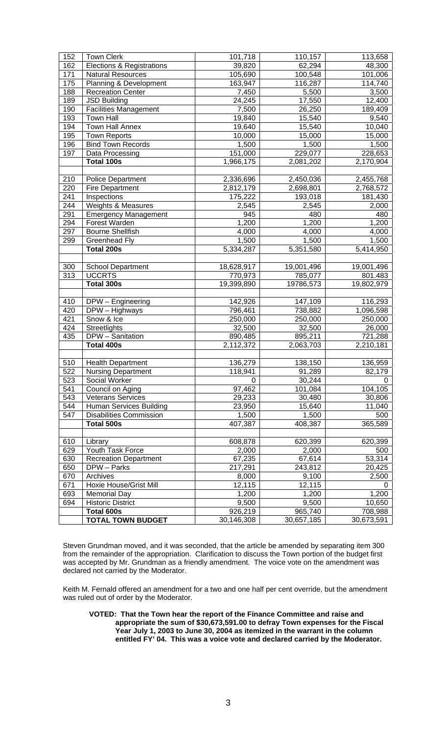| | | | | |
|---|---|---|---|---|
| 152 | Town Clerk | 101,718 | 110,157 | 113,658 |
| 162 | Elections & Registrations | 39,820 | 62,294 | 48,300 |
| 171 | Natural Resources | 105,690 | 100,548 | 101,006 |
| 175 | Planning & Development | 163,947 | 116,287 | 114,740 |
| 188 | Recreation Center | 7,450 | 5,500 | 3,500 |
| 189 | JSD Building | 24,245 | 17,550 | 12,400 |
| 190 | Facilities Management | 7,500 | 26,250 | 189,409 |
| 193 | Town Hall | 19,840 | 15,540 | 9,540 |
| 194 | Town Hall Annex | 19,640 | 15,540 | 10,040 |
| 195 | Town Reports | 10,000 | 15,000 | 15,000 |
| 196 | Bind Town Records | 1,500 | 1,500 | 1,500 |
| 197 | Data Processing | 151,000 | 229,077 | 228,653 |
| | **Total 100s** | 1,966,175 | 2,081,202 | 2,170,904 |
| | | | | |
| 210 | Police Department | 2,336,696 | 2,450,036 | 2,455,768 |
| 220 | Fire Department | 2,812,179 | 2,698,801 | 2,768,572 |
| 241 | Inspections | 175,222 | 193,018 | 181,430 |
| 244 | Weights & Measures | 2,545 | 2,545 | 2,000 |
| 291 | Emergency Management | 945 | 480 | 480 |
| 294 | Forest Warden | 1,200 | 1,200 | 1,200 |
| 297 | Bourne Shellfish | 4,000 | 4,000 | 4,000 |
| 299 | Greenhead Fly | 1,500 | 1,500 | 1,500 |
| | **Total 200s** | 5,334,287 | 5,351,580 | 5,414,950 |
| | | | | |
| 300 | School Department | 18,628,917 | 19,001,496 | 19,001,496 |
| 313 | UCCRTS | 770,973 | 785,077 | 801.483 |
| | **Total 300s** | 19,399,890 | 19786,573 | 19,802,979 |
| | | | | |
| 410 | DPW – Engineering | 142,926 | 147,109 | 116,293 |
| 420 | DPW – Highways | 796,461 | 738,882 | 1,096,598 |
| 421 | Snow & Ice | 250,000 | 250,000 | 250,000 |
| 424 | Streetlights | 32,500 | 32,500 | 26,000 |
| 435 | DPW – Sanitation | 890,485 | 895,211 | 721,288 |
| | **Total 400s** | 2,112,372 | 2,063,703 | 2,210,181 |
| | | | | |
| 510 | Health Department | 136,279 | 138,150 | 136,959 |
| 522 | Nursing Department | 118,941 | 91,289 | 82,179 |
| 523 | Social Worker | 0 | 30,244 | 0 |
| 541 | Council on Aging | 97,462 | 101,084 | 104,105 |
| 543 | Veterans Services | 29,233 | 30,480 | 30,806 |
| 544 | Human Services Building | 23,950 | 15,640 | 11,040 |
| 547 | Disabilities Commission | 1,500 | 1,500 | 500 |
| | **Total 500s** | 407,387 | 408,387 | 365,589 |
| | | | | |
| 610 | Library | 608,878 | 620,399 | 620,399 |
| 629 | Youth Task Force | 2,000 | 2,000 | 500 |
| 630 | Recreation Department | 67,235 | 67,614 | 53,314 |
| 650 | DPW – Parks | 217,291 | 243,812 | 20,425 |
| 670 | Archives | 8,000 | 9,100 | 2,500 |
| 671 | Hoxie House/Grist Mill | 12,115 | 12,115 | 0 |
| 693 | Memorial Day | 1,200 | 1,200 | 1,200 |
| 694 | Historic District | 9,500 | 9,500 | 10,650 |
| | **Total 600s** | 926,219 | 965,740 | 708,988 |
| | **TOTAL TOWN BUDGET** | 30,146,308 | 30,657,185 | 30,673,591 |

Steven Grundman moved, and it was seconded, that the article be amended by separating item 300 from the remainder of the appropriation. Clarification to discuss the Town portion of the budget first was accepted by Mr. Grundman as a friendly amendment. The voice vote on the amendment was declared not carried by the Moderator.

Keith M. Fernald offered an amendment for a two and one half per cent override, but the amendment was ruled out of order by the Moderator.

> **VOTED: That the Town hear the report of the Finance Committee and raise and appropriate the sum of $30,673,591.00 to defray Town expenses for the Fiscal Year July 1, 2003 to June 30, 2004 as itemized in the warrant in the column entitled FY' 04. This was a voice vote and declared carried by the Moderator.**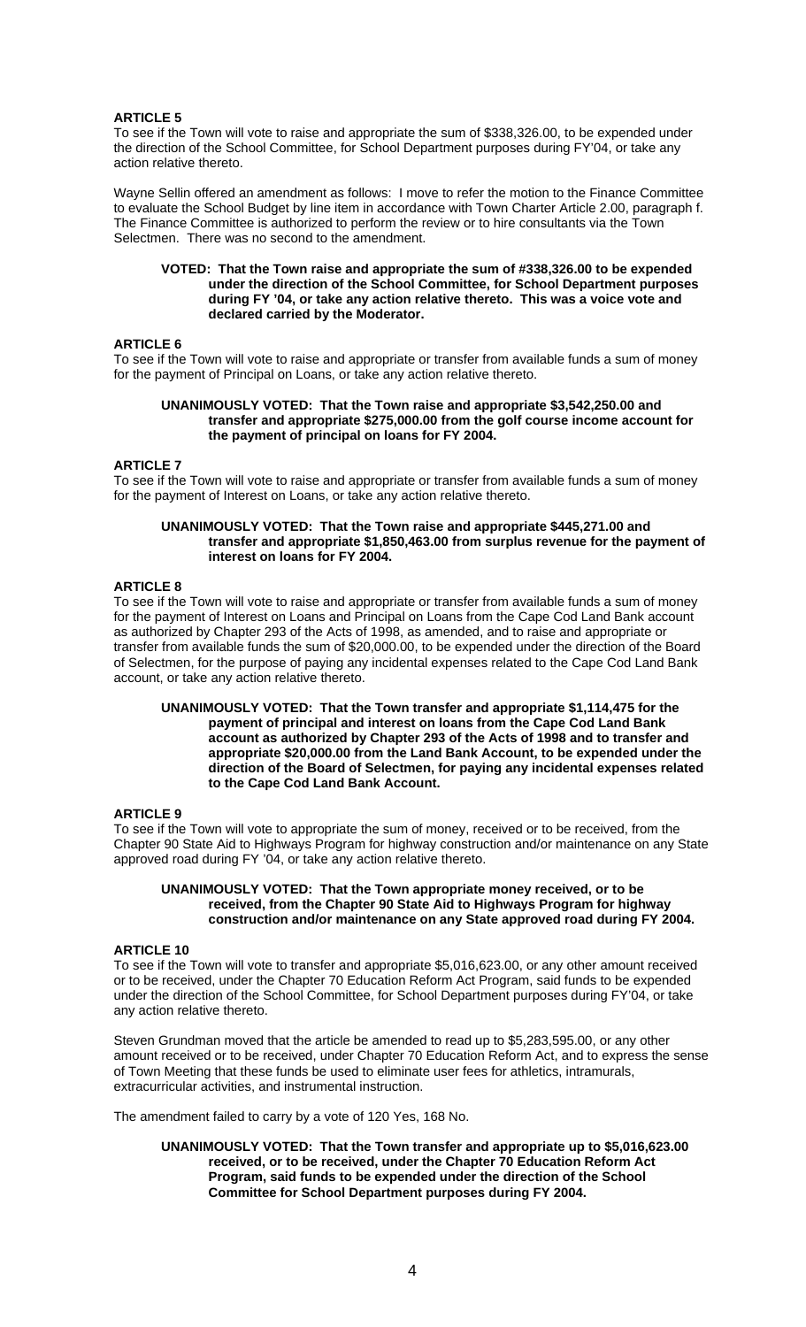**ARTICLE 5**

To see if the Town will vote to raise and appropriate the sum of $338,326.00, to be expended under the direction of the School Committee, for School Department purposes during FY'04, or take any action relative thereto.

Wayne Sellin offered an amendment as follows: I move to refer the motion to the Finance Committee to evaluate the School Budget by line item in accordance with Town Charter Article 2.00, paragraph f. The Finance Committee is authorized to perform the review or to hire consultants via the Town Selectmen. There was no second to the amendment.

> **VOTED: That the Town raise and appropriate the sum of #338,326.00 to be expended under the direction of the School Committee, for School Department purposes during FY '04, or take any action relative thereto. This was a voice vote and declared carried by the Moderator.**

**ARTICLE 6**

To see if the Town will vote to raise and appropriate or transfer from available funds a sum of money for the payment of Principal on Loans, or take any action relative thereto.

> **UNANIMOUSLY VOTED: That the Town raise and appropriate $3,542,250.00 and transfer and appropriate $275,000.00 from the golf course income account for the payment of principal on loans for FY 2004.**

**ARTICLE 7**

To see if the Town will vote to raise and appropriate or transfer from available funds a sum of money for the payment of Interest on Loans, or take any action relative thereto.

> **UNANIMOUSLY VOTED: That the Town raise and appropriate $445,271.00 and transfer and appropriate $1,850,463.00 from surplus revenue for the payment of interest on loans for FY 2004.**

**ARTICLE 8**

To see if the Town will vote to raise and appropriate or transfer from available funds a sum of money for the payment of Interest on Loans and Principal on Loans from the Cape Cod Land Bank account as authorized by Chapter 293 of the Acts of 1998, as amended, and to raise and appropriate or transfer from available funds the sum of $20,000.00, to be expended under the direction of the Board of Selectmen, for the purpose of paying any incidental expenses related to the Cape Cod Land Bank account, or take any action relative thereto.

> **UNANIMOUSLY VOTED: That the Town transfer and appropriate $1,114,475 for the payment of principal and interest on loans from the Cape Cod Land Bank account as authorized by Chapter 293 of the Acts of 1998 and to transfer and appropriate $20,000.00 from the Land Bank Account, to be expended under the direction of the Board of Selectmen, for paying any incidental expenses related to the Cape Cod Land Bank Account.**

**ARTICLE 9**

To see if the Town will vote to appropriate the sum of money, received or to be received, from the Chapter 90 State Aid to Highways Program for highway construction and/or maintenance on any State approved road during FY '04, or take any action relative thereto.

> **UNANIMOUSLY VOTED: That the Town appropriate money received, or to be received, from the Chapter 90 State Aid to Highways Program for highway construction and/or maintenance on any State approved road during FY 2004.**

**ARTICLE 10**

To see if the Town will vote to transfer and appropriate $5,016,623.00, or any other amount received or to be received, under the Chapter 70 Education Reform Act Program, said funds to be expended under the direction of the School Committee, for School Department purposes during FY'04, or take any action relative thereto.

Steven Grundman moved that the article be amended to read up to $5,283,595.00, or any other amount received or to be received, under Chapter 70 Education Reform Act, and to express the sense of Town Meeting that these funds be used to eliminate user fees for athletics, intramurals, extracurricular activities, and instrumental instruction.

The amendment failed to carry by a vote of 120 Yes, 168 No.

> **UNANIMOUSLY VOTED: That the Town transfer and appropriate up to $5,016,623.00 received, or to be received, under the Chapter 70 Education Reform Act Program, said funds to be expended under the direction of the School Committee for School Department purposes during FY 2004.**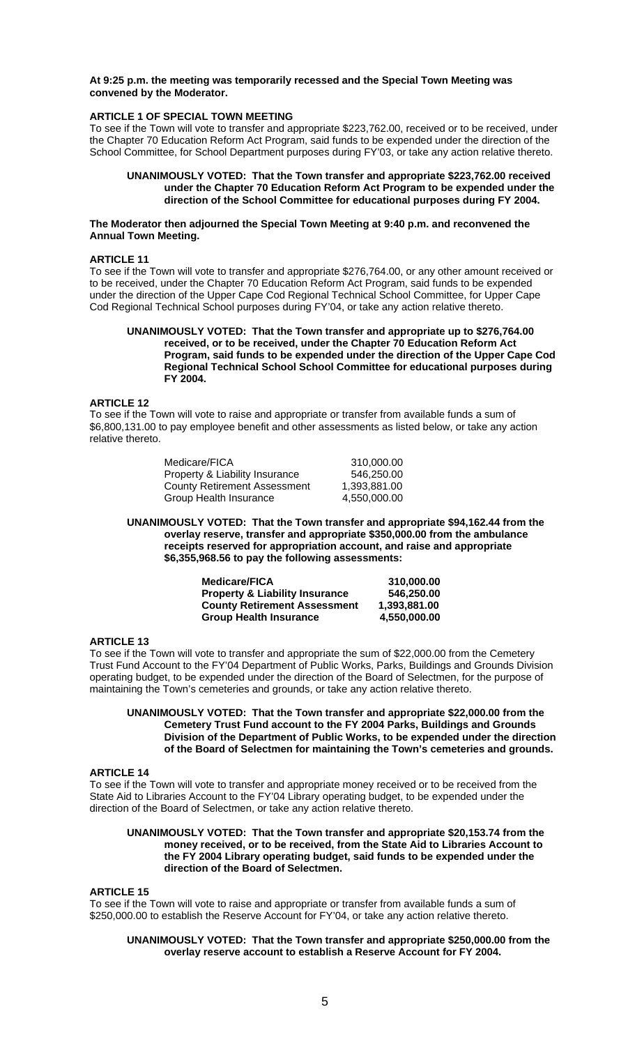**At 9:25 p.m. the meeting was temporarily recessed and the Special Town Meeting was convened by the Moderator.**

**ARTICLE 1 OF SPECIAL TOWN MEETING**

To see if the Town will vote to transfer and appropriate $223,762.00, received or to be received, under the Chapter 70 Education Reform Act Program, said funds to be expended under the direction of the School Committee, for School Department purposes during FY'03, or take any action relative thereto.

> **UNANIMOUSLY VOTED: That the Town transfer and appropriate $223,762.00 received under the Chapter 70 Education Reform Act Program to be expended under the direction of the School Committee for educational purposes during FY 2004.**

**The Moderator then adjourned the Special Town Meeting at 9:40 p.m. and reconvened the Annual Town Meeting.**

**ARTICLE 11**

To see if the Town will vote to transfer and appropriate $276,764.00, or any other amount received or to be received, under the Chapter 70 Education Reform Act Program, said funds to be expended under the direction of the Upper Cape Cod Regional Technical School Committee, for Upper Cape Cod Regional Technical School purposes during FY'04, or take any action relative thereto.

> **UNANIMOUSLY VOTED: That the Town transfer and appropriate up to $276,764.00 received, or to be received, under the Chapter 70 Education Reform Act Program, said funds to be expended under the direction of the Upper Cape Cod Regional Technical School School Committee for educational purposes during FY 2004.**

**ARTICLE 12**

To see if the Town will vote to raise and appropriate or transfer from available funds a sum of $6,800,131.00 to pay employee benefit and other assessments as listed below, or take any action relative thereto.

| | |
|---|---|
| Medicare/FICA | 310,000.00 |
| Property & Liability Insurance | 546,250.00 |
| County Retirement Assessment | 1,393,881.00 |
| Group Health Insurance | 4,550,000.00 |

> **UNANIMOUSLY VOTED: That the Town transfer and appropriate $94,162.44 from the overlay reserve, transfer and appropriate $350,000.00 from the ambulance receipts reserved for appropriation account, and raise and appropriate $6,355,968.56 to pay the following assessments:**

| | |
|---|---|
| **Medicare/FICA** | **310,000.00** |
| **Property & Liability Insurance** | **546,250.00** |
| **County Retirement Assessment** | **1,393,881.00** |
| **Group Health Insurance** | **4,550,000.00** |

**ARTICLE 13**

To see if the Town will vote to transfer and appropriate the sum of $22,000.00 from the Cemetery Trust Fund Account to the FY'04 Department of Public Works, Parks, Buildings and Grounds Division operating budget, to be expended under the direction of the Board of Selectmen, for the purpose of maintaining the Town's cemeteries and grounds, or take any action relative thereto.

> **UNANIMOUSLY VOTED: That the Town transfer and appropriate $22,000.00 from the Cemetery Trust Fund account to the FY 2004 Parks, Buildings and Grounds Division of the Department of Public Works, to be expended under the direction of the Board of Selectmen for maintaining the Town's cemeteries and grounds.**

**ARTICLE 14**

To see if the Town will vote to transfer and appropriate money received or to be received from the State Aid to Libraries Account to the FY'04 Library operating budget, to be expended under the direction of the Board of Selectmen, or take any action relative thereto.

> **UNANIMOUSLY VOTED: That the Town transfer and appropriate $20,153.74 from the money received, or to be received, from the State Aid to Libraries Account to the FY 2004 Library operating budget, said funds to be expended under the direction of the Board of Selectmen.**

**ARTICLE 15**

To see if the Town will vote to raise and appropriate or transfer from available funds a sum of $250,000.00 to establish the Reserve Account for FY'04, or take any action relative thereto.

> **UNANIMOUSLY VOTED: That the Town transfer and appropriate $250,000.00 from the overlay reserve account to establish a Reserve Account for FY 2004.**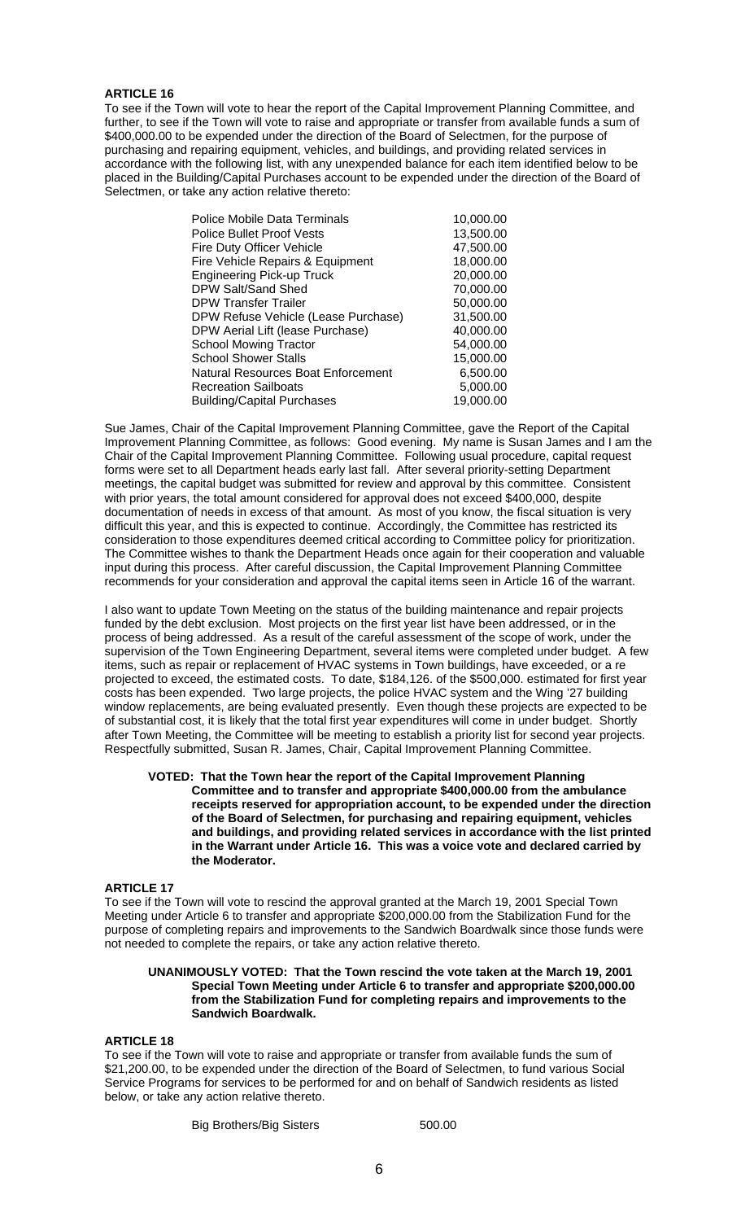**ARTICLE 16**

To see if the Town will vote to hear the report of the Capital Improvement Planning Committee, and further, to see if the Town will vote to raise and appropriate or transfer from available funds a sum of $400,000.00 to be expended under the direction of the Board of Selectmen, for the purpose of purchasing and repairing equipment, vehicles, and buildings, and providing related services in accordance with the following list, with any unexpended balance for each item identified below to be placed in the Building/Capital Purchases account to be expended under the direction of the Board of Selectmen, or take any action relative thereto:

| | |
|---|---|
| Police Mobile Data Terminals | 10,000.00 |
| Police Bullet Proof Vests | 13,500.00 |
| Fire Duty Officer Vehicle | 47,500.00 |
| Fire Vehicle Repairs & Equipment | 18,000.00 |
| Engineering Pick-up Truck | 20,000.00 |
| DPW Salt/Sand Shed | 70,000.00 |
| DPW Transfer Trailer | 50,000.00 |
| DPW Refuse Vehicle (Lease Purchase) | 31,500.00 |
| DPW Aerial Lift (lease Purchase) | 40,000.00 |
| School Mowing Tractor | 54,000.00 |
| School Shower Stalls | 15,000.00 |
| Natural Resources Boat Enforcement | 6,500.00 |
| Recreation Sailboats | 5,000.00 |
| Building/Capital Purchases | 19,000.00 |

Sue James, Chair of the Capital Improvement Planning Committee, gave the Report of the Capital Improvement Planning Committee, as follows: Good evening. My name is Susan James and I am the Chair of the Capital Improvement Planning Committee. Following usual procedure, capital request forms were set to all Department heads early last fall. After several priority-setting Department meetings, the capital budget was submitted for review and approval by this committee. Consistent with prior years, the total amount considered for approval does not exceed $400,000, despite documentation of needs in excess of that amount. As most of you know, the fiscal situation is very difficult this year, and this is expected to continue. Accordingly, the Committee has restricted its consideration to those expenditures deemed critical according to Committee policy for prioritization. The Committee wishes to thank the Department Heads once again for their cooperation and valuable input during this process. After careful discussion, the Capital Improvement Planning Committee recommends for your consideration and approval the capital items seen in Article 16 of the warrant.

I also want to update Town Meeting on the status of the building maintenance and repair projects funded by the debt exclusion. Most projects on the first year list have been addressed, or in the process of being addressed. As a result of the careful assessment of the scope of work, under the supervision of the Town Engineering Department, several items were completed under budget. A few items, such as repair or replacement of HVAC systems in Town buildings, have exceeded, or a re projected to exceed, the estimated costs. To date, $184,126. of the $500,000. estimated for first year costs has been expended. Two large projects, the police HVAC system and the Wing '27 building window replacements, are being evaluated presently. Even though these projects are expected to be of substantial cost, it is likely that the total first year expenditures will come in under budget. Shortly after Town Meeting, the Committee will be meeting to establish a priority list for second year projects. Respectfully submitted, Susan R. James, Chair, Capital Improvement Planning Committee.

**VOTED: That the Town hear the report of the Capital Improvement Planning Committee and to transfer and appropriate $400,000.00 from the ambulance receipts reserved for appropriation account, to be expended under the direction of the Board of Selectmen, for purchasing and repairing equipment, vehicles and buildings, and providing related services in accordance with the list printed in the Warrant under Article 16. This was a voice vote and declared carried by the Moderator.**

**ARTICLE 17**

To see if the Town will vote to rescind the approval granted at the March 19, 2001 Special Town Meeting under Article 6 to transfer and appropriate $200,000.00 from the Stabilization Fund for the purpose of completing repairs and improvements to the Sandwich Boardwalk since those funds were not needed to complete the repairs, or take any action relative thereto.

**UNANIMOUSLY VOTED: That the Town rescind the vote taken at the March 19, 2001 Special Town Meeting under Article 6 to transfer and appropriate $200,000.00 from the Stabilization Fund for completing repairs and improvements to the Sandwich Boardwalk.**

**ARTICLE 18**

To see if the Town will vote to raise and appropriate or transfer from available funds the sum of $21,200.00, to be expended under the direction of the Board of Selectmen, to fund various Social Service Programs for services to be performed for and on behalf of Sandwich residents as listed below, or take any action relative thereto.

| | |
|---|---|
| Big Brothers/Big Sisters | 500.00 |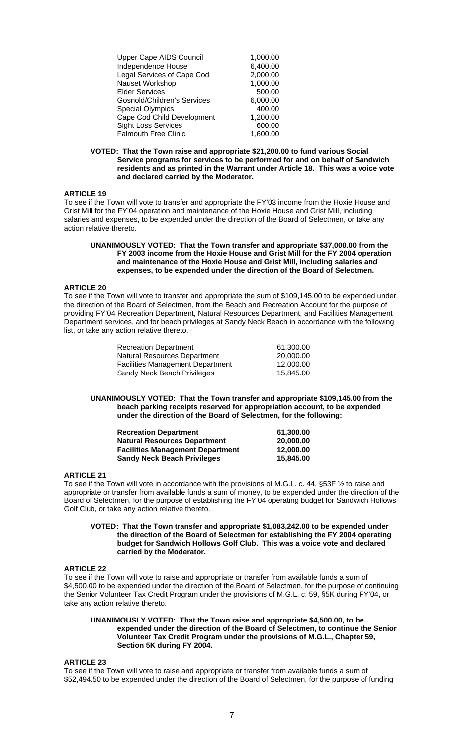| | |
|---|---|
| Upper Cape AIDS Council | 1,000.00 |
| Independence House | 6,400.00 |
| Legal Services of Cape Cod | 2,000.00 |
| Nauset Workshop | 1,000.00 |
| Elder Services | 500.00 |
| Gosnold/Children's Services | 6,000.00 |
| Special Olympics | 400.00 |
| Cape Cod Child Development | 1,200.00 |
| Sight Loss Services | 600.00 |
| Falmouth Free Clinic | 1,600.00 |

**VOTED: That the Town raise and appropriate $21,200.00 to fund various Social Service programs for services to be performed for and on behalf of Sandwich residents and as printed in the Warrant under Article 18. This was a voice vote and declared carried by the Moderator.**

### ARTICLE 19

To see if the Town will vote to transfer and appropriate the FY'03 income from the Hoxie House and Grist Mill for the FY'04 operation and maintenance of the Hoxie House and Grist Mill, including salaries and expenses, to be expended under the direction of the Board of Selectmen, or take any action relative thereto.

**UNANIMOUSLY VOTED: That the Town transfer and appropriate $37,000.00 from the FY 2003 income from the Hoxie House and Grist Mill for the FY 2004 operation and maintenance of the Hoxie House and Grist Mill, including salaries and expenses, to be expended under the direction of the Board of Selectmen.**

### ARTICLE 20

To see if the Town will vote to transfer and appropriate the sum of $109,145.00 to be expended under the direction of the Board of Selectmen, from the Beach and Recreation Account for the purpose of providing FY'04 Recreation Department, Natural Resources Department, and Facilities Management Department services, and for beach privileges at Sandy Neck Beach in accordance with the following list, or take any action relative thereto.

| | |
|---|---|
| Recreation Department | 61,300.00 |
| Natural Resources Department | 20,000.00 |
| Facilities Management Department | 12,000.00 |
| Sandy Neck Beach Privileges | 15,845.00 |

**UNANIMOUSLY VOTED: That the Town transfer and appropriate $109,145.00 from the beach parking receipts reserved for appropriation account, to be expended under the direction of the Board of Selectmen, for the following:**

| | |
|---|---|
| **Recreation Department** | **61,300.00** |
| **Natural Resources Department** | **20,000.00** |
| **Facilities Management Department** | **12,000.00** |
| **Sandy Neck Beach Privileges** | **15,845.00** |

### ARTICLE 21

To see if the Town will vote in accordance with the provisions of M.G.L. c. 44, §53F ½ to raise and appropriate or transfer from available funds a sum of money, to be expended under the direction of the Board of Selectmen, for the purpose of establishing the FY'04 operating budget for Sandwich Hollows Golf Club, or take any action relative thereto.

**VOTED: That the Town transfer and appropriate $1,083,242.00 to be expended under the direction of the Board of Selectmen for establishing the FY 2004 operating budget for Sandwich Hollows Golf Club. This was a voice vote and declared carried by the Moderator.**

### ARTICLE 22

To see if the Town will vote to raise and appropriate or transfer from available funds a sum of $4,500.00 to be expended under the direction of the Board of Selectmen, for the purpose of continuing the Senior Volunteer Tax Credit Program under the provisions of M.G.L. c. 59, §5K during FY'04, or take any action relative thereto.

**UNANIMOUSLY VOTED: That the Town raise and appropriate $4,500.00, to be expended under the direction of the Board of Selectmen, to continue the Senior Volunteer Tax Credit Program under the provisions of M.G.L., Chapter 59, Section 5K during FY 2004.**

### ARTICLE 23

To see if the Town will vote to raise and appropriate or transfer from available funds a sum of $52,494.50 to be expended under the direction of the Board of Selectmen, for the purpose of funding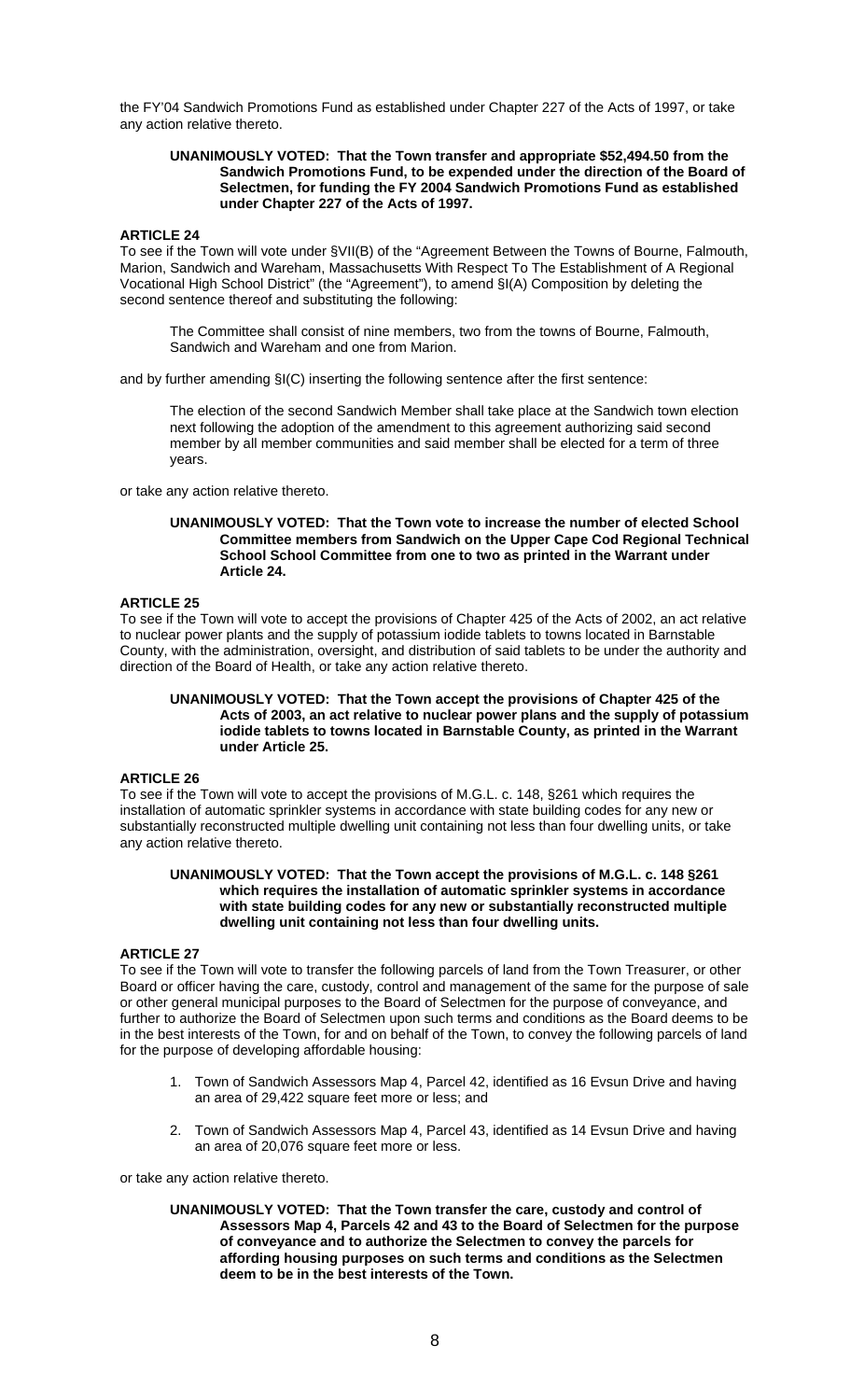the FY'04 Sandwich Promotions Fund as established under Chapter 227 of the Acts of 1997, or take any action relative thereto.

> **UNANIMOUSLY VOTED: That the Town transfer and appropriate $52,494.50 from the Sandwich Promotions Fund, to be expended under the direction of the Board of Selectmen, for funding the FY 2004 Sandwich Promotions Fund as established under Chapter 227 of the Acts of 1997.**

**ARTICLE 24**
To see if the Town will vote under §VII(B) of the "Agreement Between the Towns of Bourne, Falmouth, Marion, Sandwich and Wareham, Massachusetts With Respect To The Establishment of A Regional Vocational High School District" (the "Agreement"), to amend §I(A) Composition by deleting the second sentence thereof and substituting the following:

> The Committee shall consist of nine members, two from the towns of Bourne, Falmouth, Sandwich and Wareham and one from Marion.

and by further amending §I(C) inserting the following sentence after the first sentence:

> The election of the second Sandwich Member shall take place at the Sandwich town election next following the adoption of the amendment to this agreement authorizing said second member by all member communities and said member shall be elected for a term of three years.

or take any action relative thereto.

> **UNANIMOUSLY VOTED: That the Town vote to increase the number of elected School Committee members from Sandwich on the Upper Cape Cod Regional Technical School School Committee from one to two as printed in the Warrant under Article 24.**

**ARTICLE 25**
To see if the Town will vote to accept the provisions of Chapter 425 of the Acts of 2002, an act relative to nuclear power plants and the supply of potassium iodide tablets to towns located in Barnstable County, with the administration, oversight, and distribution of said tablets to be under the authority and direction of the Board of Health, or take any action relative thereto.

> **UNANIMOUSLY VOTED: That the Town accept the provisions of Chapter 425 of the Acts of 2003, an act relative to nuclear power plans and the supply of potassium iodide tablets to towns located in Barnstable County, as printed in the Warrant under Article 25.**

**ARTICLE 26**
To see if the Town will vote to accept the provisions of M.G.L. c. 148, §261 which requires the installation of automatic sprinkler systems in accordance with state building codes for any new or substantially reconstructed multiple dwelling unit containing not less than four dwelling units, or take any action relative thereto.

> **UNANIMOUSLY VOTED: That the Town accept the provisions of M.G.L. c. 148 §261 which requires the installation of automatic sprinkler systems in accordance with state building codes for any new or substantially reconstructed multiple dwelling unit containing not less than four dwelling units.**

**ARTICLE 27**
To see if the Town will vote to transfer the following parcels of land from the Town Treasurer, or other Board or officer having the care, custody, control and management of the same for the purpose of sale or other general municipal purposes to the Board of Selectmen for the purpose of conveyance, and further to authorize the Board of Selectmen upon such terms and conditions as the Board deems to be in the best interests of the Town, for and on behalf of the Town, to convey the following parcels of land for the purpose of developing affordable housing:

1. Town of Sandwich Assessors Map 4, Parcel 42, identified as 16 Evsun Drive and having an area of 29,422 square feet more or less; and
2. Town of Sandwich Assessors Map 4, Parcel 43, identified as 14 Evsun Drive and having an area of 20,076 square feet more or less.

or take any action relative thereto.

> **UNANIMOUSLY VOTED: That the Town transfer the care, custody and control of Assessors Map 4, Parcels 42 and 43 to the Board of Selectmen for the purpose of conveyance and to authorize the Selectmen to convey the parcels for affording housing purposes on such terms and conditions as the Selectmen deem to be in the best interests of the Town.**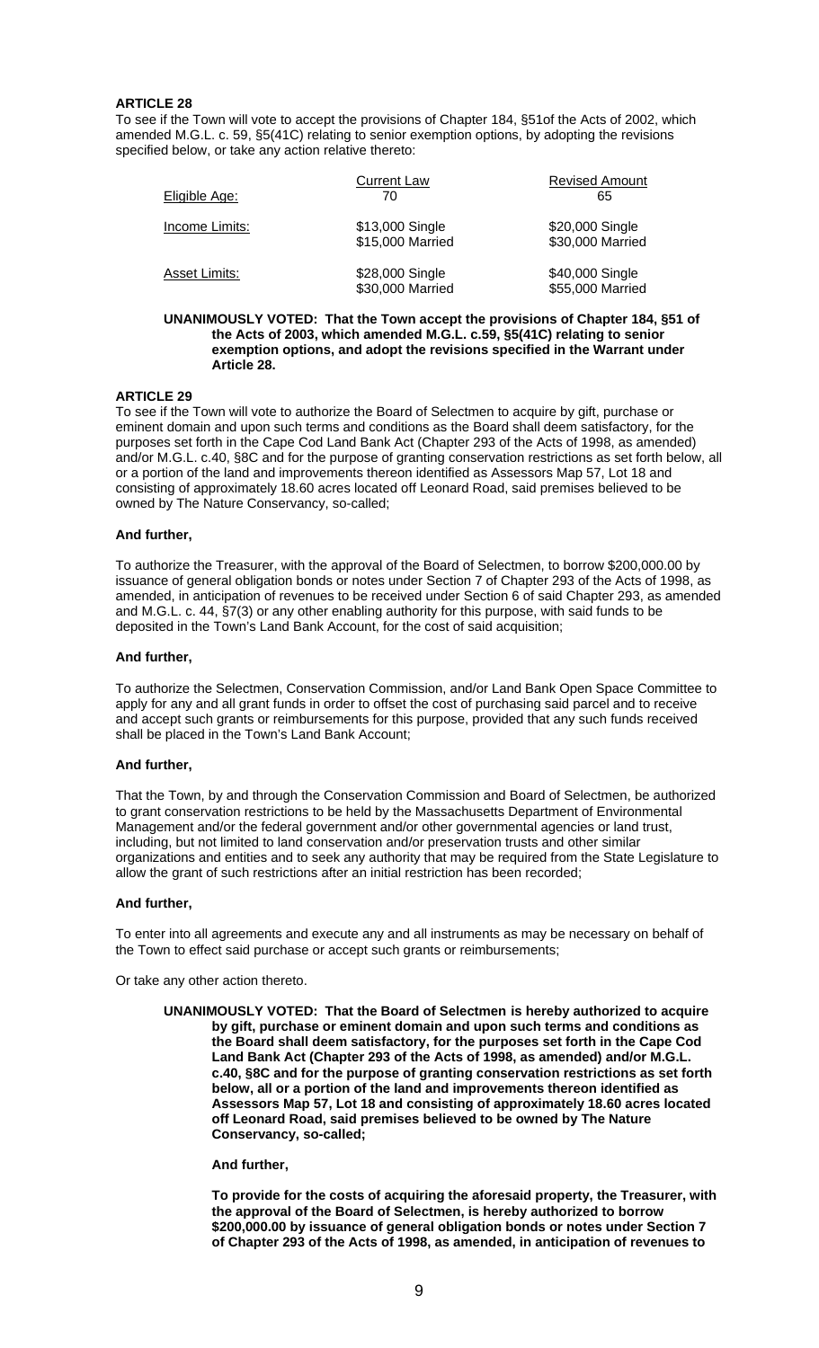**ARTICLE 28**

To see if the Town will vote to accept the provisions of Chapter 184, §51of the Acts of 2002, which amended M.G.L. c. 59, §5(41C) relating to senior exemption options, by adopting the revisions specified below, or take any action relative thereto:

| | Current Law | Revised Amount |
|---|---|---|
| Eligible Age: | 70 | 65 |
| Income Limits: | \$13,000 Single<br>\$15,000 Married | \$20,000 Single<br>\$30,000 Married |
| Asset Limits: | \$28,000 Single<br>\$30,000 Married | \$40,000 Single<br>\$55,000 Married |

**UNANIMOUSLY VOTED: That the Town accept the provisions of Chapter 184, §51 of the Acts of 2003, which amended M.G.L. c.59, §5(41C) relating to senior exemption options, and adopt the revisions specified in the Warrant under Article 28.**

**ARTICLE 29**

To see if the Town will vote to authorize the Board of Selectmen to acquire by gift, purchase or eminent domain and upon such terms and conditions as the Board shall deem satisfactory, for the purposes set forth in the Cape Cod Land Bank Act (Chapter 293 of the Acts of 1998, as amended) and/or M.G.L. c.40, §8C and for the purpose of granting conservation restrictions as set forth below, all or a portion of the land and improvements thereon identified as Assessors Map 57, Lot 18 and consisting of approximately 18.60 acres located off Leonard Road, said premises believed to be owned by The Nature Conservancy, so-called;

**And further,**

To authorize the Treasurer, with the approval of the Board of Selectmen, to borrow \$200,000.00 by issuance of general obligation bonds or notes under Section 7 of Chapter 293 of the Acts of 1998, as amended, in anticipation of revenues to be received under Section 6 of said Chapter 293, as amended and M.G.L. c. 44, §7(3) or any other enabling authority for this purpose, with said funds to be deposited in the Town's Land Bank Account, for the cost of said acquisition;

**And further,**

To authorize the Selectmen, Conservation Commission, and/or Land Bank Open Space Committee to apply for any and all grant funds in order to offset the cost of purchasing said parcel and to receive and accept such grants or reimbursements for this purpose, provided that any such funds received shall be placed in the Town's Land Bank Account;

**And further,**

That the Town, by and through the Conservation Commission and Board of Selectmen, be authorized to grant conservation restrictions to be held by the Massachusetts Department of Environmental Management and/or the federal government and/or other governmental agencies or land trust, including, but not limited to land conservation and/or preservation trusts and other similar organizations and entities and to seek any authority that may be required from the State Legislature to allow the grant of such restrictions after an initial restriction has been recorded;

**And further,**

To enter into all agreements and execute any and all instruments as may be necessary on behalf of the Town to effect said purchase or accept such grants or reimbursements;

Or take any other action thereto.

**UNANIMOUSLY VOTED: That the Board of Selectmen is hereby authorized to acquire by gift, purchase or eminent domain and upon such terms and conditions as the Board shall deem satisfactory, for the purposes set forth in the Cape Cod Land Bank Act (Chapter 293 of the Acts of 1998, as amended) and/or M.G.L. c.40, §8C and for the purpose of granting conservation restrictions as set forth below, all or a portion of the land and improvements thereon identified as Assessors Map 57, Lot 18 and consisting of approximately 18.60 acres located off Leonard Road, said premises believed to be owned by The Nature Conservancy, so-called;**

**And further,**

**To provide for the costs of acquiring the aforesaid property, the Treasurer, with the approval of the Board of Selectmen, is hereby authorized to borrow \$200,000.00 by issuance of general obligation bonds or notes under Section 7 of Chapter 293 of the Acts of 1998, as amended, in anticipation of revenues to**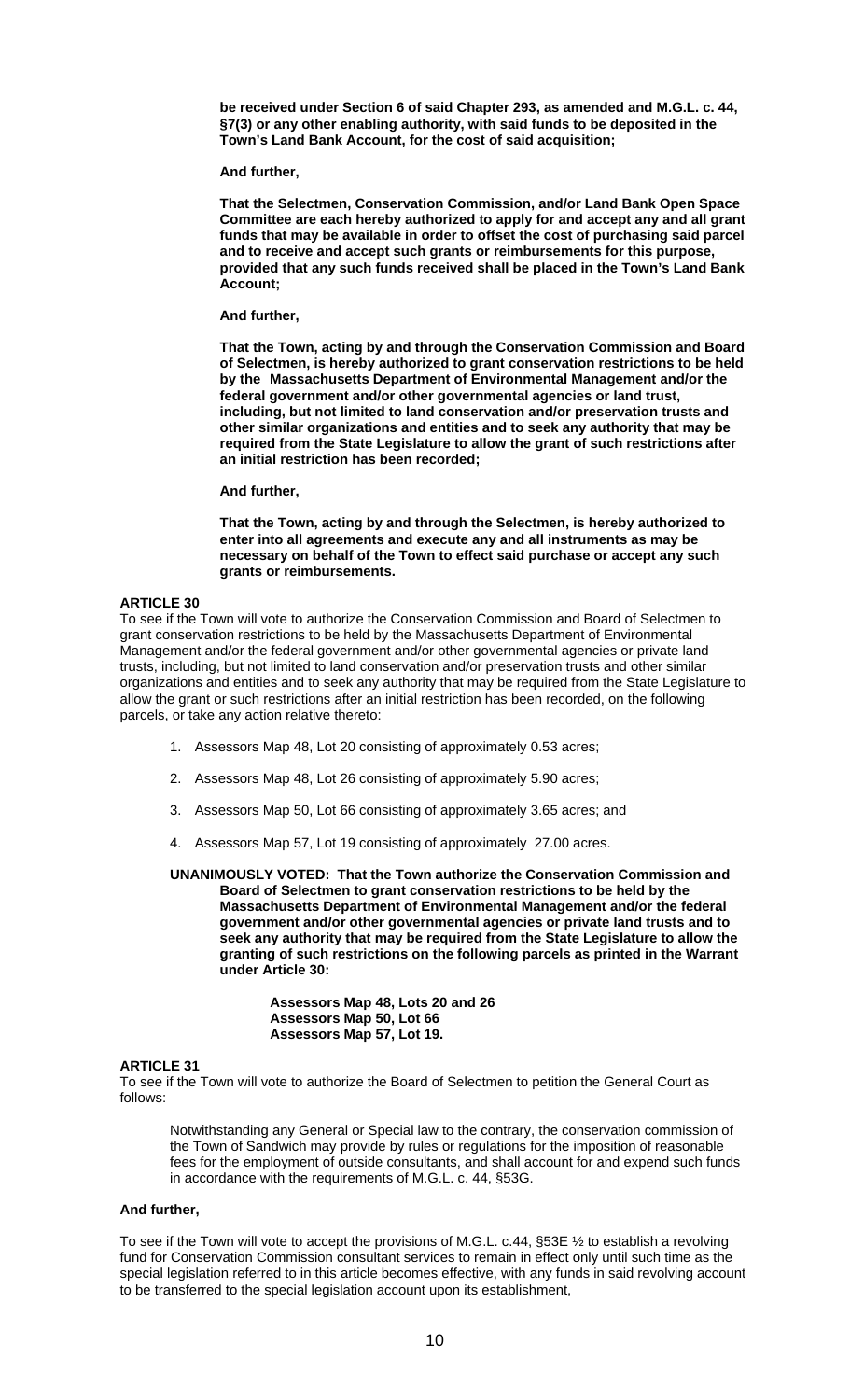**be received under Section 6 of said Chapter 293, as amended and M.G.L. c. 44, §7(3) or any other enabling authority, with said funds to be deposited in the Town's Land Bank Account, for the cost of said acquisition;**

**And further,**

**That the Selectmen, Conservation Commission, and/or Land Bank Open Space Committee are each hereby authorized to apply for and accept any and all grant funds that may be available in order to offset the cost of purchasing said parcel and to receive and accept such grants or reimbursements for this purpose, provided that any such funds received shall be placed in the Town's Land Bank Account;**

**And further,**

**That the Town, acting by and through the Conservation Commission and Board of Selectmen, is hereby authorized to grant conservation restrictions to be held by the Massachusetts Department of Environmental Management and/or the federal government and/or other governmental agencies or land trust, including, but not limited to land conservation and/or preservation trusts and other similar organizations and entities and to seek any authority that may be required from the State Legislature to allow the grant of such restrictions after an initial restriction has been recorded;**

**And further,**

**That the Town, acting by and through the Selectmen, is hereby authorized to enter into all agreements and execute any and all instruments as may be necessary on behalf of the Town to effect said purchase or accept any such grants or reimbursements.**

## ARTICLE 30

To see if the Town will vote to authorize the Conservation Commission and Board of Selectmen to grant conservation restrictions to be held by the Massachusetts Department of Environmental Management and/or the federal government and/or other governmental agencies or private land trusts, including, but not limited to land conservation and/or preservation trusts and other similar organizations and entities and to seek any authority that may be required from the State Legislature to allow the grant or such restrictions after an initial restriction has been recorded, on the following parcels, or take any action relative thereto:

1. Assessors Map 48, Lot 20 consisting of approximately 0.53 acres;
2. Assessors Map 48, Lot 26 consisting of approximately 5.90 acres;
3. Assessors Map 50, Lot 66 consisting of approximately 3.65 acres; and
4. Assessors Map 57, Lot 19 consisting of approximately 27.00 acres.

**UNANIMOUSLY VOTED: That the Town authorize the Conservation Commission and Board of Selectmen to grant conservation restrictions to be held by the Massachusetts Department of Environmental Management and/or the federal government and/or other governmental agencies or private land trusts and to seek any authority that may be required from the State Legislature to allow the granting of such restrictions on the following parcels as printed in the Warrant under Article 30:**

**Assessors Map 48, Lots 20 and 26**
**Assessors Map 50, Lot 66**
**Assessors Map 57, Lot 19.**

## ARTICLE 31

To see if the Town will vote to authorize the Board of Selectmen to petition the General Court as follows:

> Notwithstanding any General or Special law to the contrary, the conservation commission of the Town of Sandwich may provide by rules or regulations for the imposition of reasonable fees for the employment of outside consultants, and shall account for and expend such funds in accordance with the requirements of M.G.L. c. 44, §53G.

**And further,**

To see if the Town will vote to accept the provisions of M.G.L. c.44, §53E ½ to establish a revolving fund for Conservation Commission consultant services to remain in effect only until such time as the special legislation referred to in this article becomes effective, with any funds in said revolving account to be transferred to the special legislation account upon its establishment,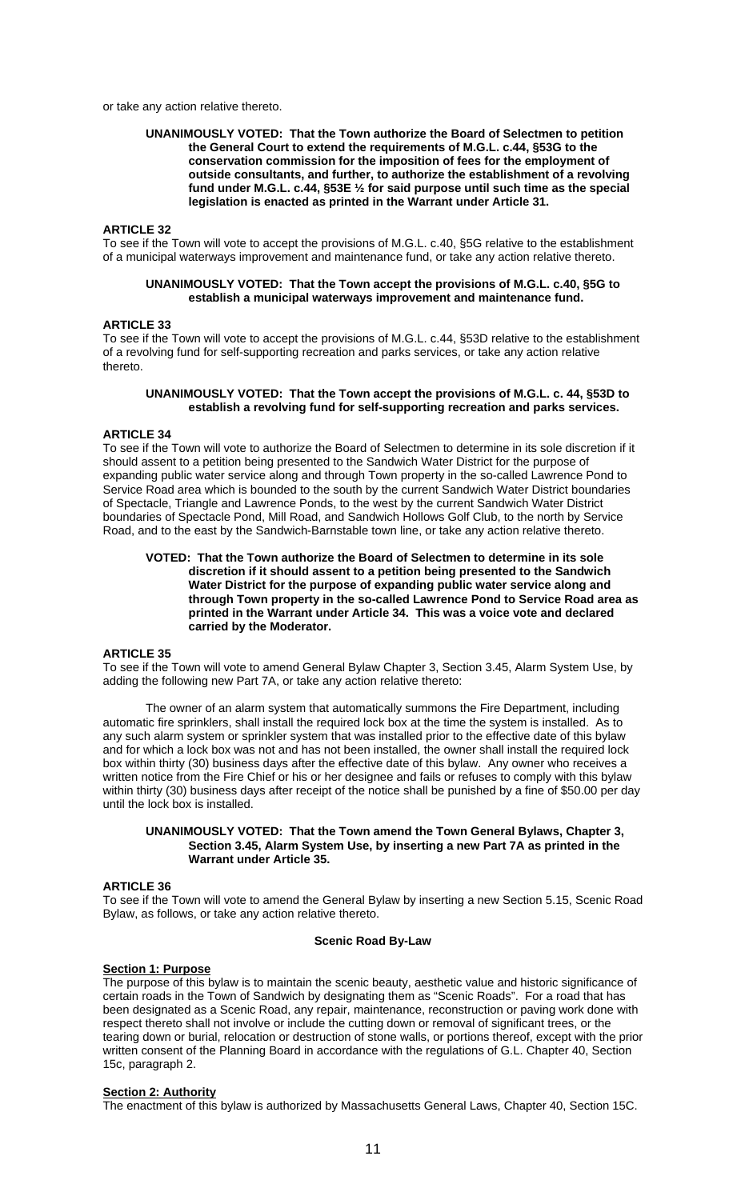or take any action relative thereto.

> **UNANIMOUSLY VOTED: That the Town authorize the Board of Selectmen to petition the General Court to extend the requirements of M.G.L. c.44, §53G to the conservation commission for the imposition of fees for the employment of outside consultants, and further, to authorize the establishment of a revolving fund under M.G.L. c.44, §53E ½ for said purpose until such time as the special legislation is enacted as printed in the Warrant under Article 31.**

### ARTICLE 32

To see if the Town will vote to accept the provisions of M.G.L. c.40, §5G relative to the establishment of a municipal waterways improvement and maintenance fund, or take any action relative thereto.

> **UNANIMOUSLY VOTED: That the Town accept the provisions of M.G.L. c.40, §5G to establish a municipal waterways improvement and maintenance fund.**

### ARTICLE 33

To see if the Town will vote to accept the provisions of M.G.L. c.44, §53D relative to the establishment of a revolving fund for self-supporting recreation and parks services, or take any action relative thereto.

> **UNANIMOUSLY VOTED: That the Town accept the provisions of M.G.L. c. 44, §53D to establish a revolving fund for self-supporting recreation and parks services.**

### ARTICLE 34

To see if the Town will vote to authorize the Board of Selectmen to determine in its sole discretion if it should assent to a petition being presented to the Sandwich Water District for the purpose of expanding public water service along and through Town property in the so-called Lawrence Pond to Service Road area which is bounded to the south by the current Sandwich Water District boundaries of Spectacle, Triangle and Lawrence Ponds, to the west by the current Sandwich Water District boundaries of Spectacle Pond, Mill Road, and Sandwich Hollows Golf Club, to the north by Service Road, and to the east by the Sandwich-Barnstable town line, or take any action relative thereto.

> **VOTED: That the Town authorize the Board of Selectmen to determine in its sole discretion if it should assent to a petition being presented to the Sandwich Water District for the purpose of expanding public water service along and through Town property in the so-called Lawrence Pond to Service Road area as printed in the Warrant under Article 34. This was a voice vote and declared carried by the Moderator.**

### ARTICLE 35

To see if the Town will vote to amend General Bylaw Chapter 3, Section 3.45, Alarm System Use, by adding the following new Part 7A, or take any action relative thereto:

The owner of an alarm system that automatically summons the Fire Department, including automatic fire sprinklers, shall install the required lock box at the time the system is installed. As to any such alarm system or sprinkler system that was installed prior to the effective date of this bylaw and for which a lock box was not and has not been installed, the owner shall install the required lock box within thirty (30) business days after the effective date of this bylaw. Any owner who receives a written notice from the Fire Chief or his or her designee and fails or refuses to comply with this bylaw within thirty (30) business days after receipt of the notice shall be punished by a fine of $50.00 per day until the lock box is installed.

> **UNANIMOUSLY VOTED: That the Town amend the Town General Bylaws, Chapter 3, Section 3.45, Alarm System Use, by inserting a new Part 7A as printed in the Warrant under Article 35.**

### ARTICLE 36

To see if the Town will vote to amend the General Bylaw by inserting a new Section 5.15, Scenic Road Bylaw, as follows, or take any action relative thereto.

**Scenic Road By-Law**

**Section 1: Purpose**

The purpose of this bylaw is to maintain the scenic beauty, aesthetic value and historic significance of certain roads in the Town of Sandwich by designating them as "Scenic Roads". For a road that has been designated as a Scenic Road, any repair, maintenance, reconstruction or paving work done with respect thereto shall not involve or include the cutting down or removal of significant trees, or the tearing down or burial, relocation or destruction of stone walls, or portions thereof, except with the prior written consent of the Planning Board in accordance with the regulations of G.L. Chapter 40, Section 15c, paragraph 2.

**Section 2: Authority**

The enactment of this bylaw is authorized by Massachusetts General Laws, Chapter 40, Section 15C.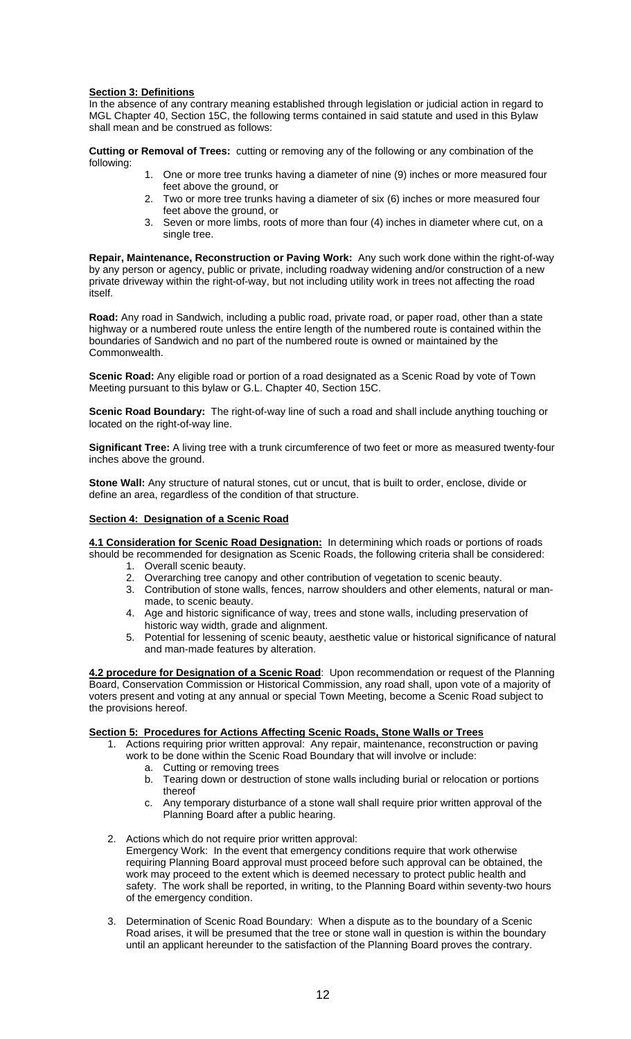## Section 3: Definitions

In the absence of any contrary meaning established through legislation or judicial action in regard to MGL Chapter 40, Section 15C, the following terms contained in said statute and used in this Bylaw shall mean and be construed as follows:

**Cutting or Removal of Trees:** cutting or removing any of the following or any combination of the following:

1. One or more tree trunks having a diameter of nine (9) inches or more measured four feet above the ground, or
2. Two or more tree trunks having a diameter of six (6) inches or more measured four feet above the ground, or
3. Seven or more limbs, roots of more than four (4) inches in diameter where cut, on a single tree.

**Repair, Maintenance, Reconstruction or Paving Work:** Any such work done within the right-of-way by any person or agency, public or private, including roadway widening and/or construction of a new private driveway within the right-of-way, but not including utility work in trees not affecting the road itself.

**Road:** Any road in Sandwich, including a public road, private road, or paper road, other than a state highway or a numbered route unless the entire length of the numbered route is contained within the boundaries of Sandwich and no part of the numbered route is owned or maintained by the Commonwealth.

**Scenic Road:** Any eligible road or portion of a road designated as a Scenic Road by vote of Town Meeting pursuant to this bylaw or G.L. Chapter 40, Section 15C.

**Scenic Road Boundary:** The right-of-way line of such a road and shall include anything touching or located on the right-of-way line.

**Significant Tree:** A living tree with a trunk circumference of two feet or more as measured twenty-four inches above the ground.

**Stone Wall:** Any structure of natural stones, cut or uncut, that is built to order, enclose, divide or define an area, regardless of the condition of that structure.

## Section 4: Designation of a Scenic Road

**4.1 Consideration for Scenic Road Designation:** In determining which roads or portions of roads should be recommended for designation as Scenic Roads, the following criteria shall be considered:

1. Overall scenic beauty.
2. Overarching tree canopy and other contribution of vegetation to scenic beauty.
3. Contribution of stone walls, fences, narrow shoulders and other elements, natural or man-made, to scenic beauty.
4. Age and historic significance of way, trees and stone walls, including preservation of historic way width, grade and alignment.
5. Potential for lessening of scenic beauty, aesthetic value or historical significance of natural and man-made features by alteration.

**4.2 procedure for Designation of a Scenic Road**: Upon recommendation or request of the Planning Board, Conservation Commission or Historical Commission, any road shall, upon vote of a majority of voters present and voting at any annual or special Town Meeting, become a Scenic Road subject to the provisions hereof.

## Section 5: Procedures for Actions Affecting Scenic Roads, Stone Walls or Trees

1. Actions requiring prior written approval: Any repair, maintenance, reconstruction or paving work to be done within the Scenic Road Boundary that will involve or include:
   a. Cutting or removing trees
   b. Tearing down or destruction of stone walls including burial or relocation or portions thereof
   c. Any temporary disturbance of a stone wall shall require prior written approval of the Planning Board after a public hearing.

2. Actions which do not require prior written approval:
   Emergency Work: In the event that emergency conditions require that work otherwise requiring Planning Board approval must proceed before such approval can be obtained, the work may proceed to the extent which is deemed necessary to protect public health and safety. The work shall be reported, in writing, to the Planning Board within seventy-two hours of the emergency condition.

3. Determination of Scenic Road Boundary: When a dispute as to the boundary of a Scenic Road arises, it will be presumed that the tree or stone wall in question is within the boundary until an applicant hereunder to the satisfaction of the Planning Board proves the contrary.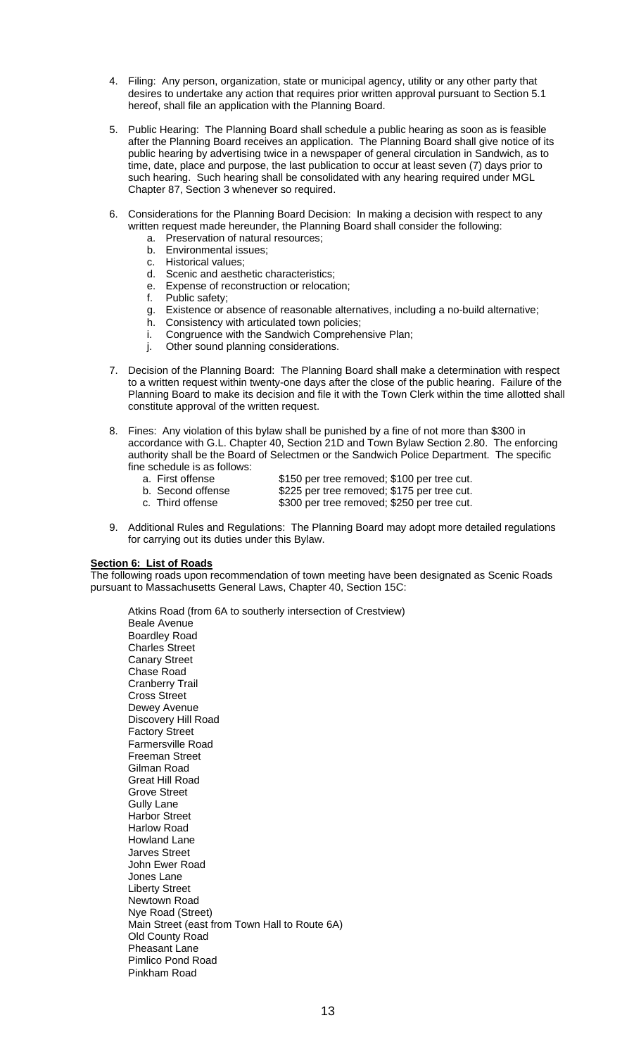4. Filing: Any person, organization, state or municipal agency, utility or any other party that desires to undertake any action that requires prior written approval pursuant to Section 5.1 hereof, shall file an application with the Planning Board.

5. Public Hearing: The Planning Board shall schedule a public hearing as soon as is feasible after the Planning Board receives an application. The Planning Board shall give notice of its public hearing by advertising twice in a newspaper of general circulation in Sandwich, as to time, date, place and purpose, the last publication to occur at least seven (7) days prior to such hearing. Such hearing shall be consolidated with any hearing required under MGL Chapter 87, Section 3 whenever so required.

6. Considerations for the Planning Board Decision: In making a decision with respect to any written request made hereunder, the Planning Board shall consider the following:
   a. Preservation of natural resources;
   b. Environmental issues;
   c. Historical values;
   d. Scenic and aesthetic characteristics;
   e. Expense of reconstruction or relocation;
   f. Public safety;
   g. Existence or absence of reasonable alternatives, including a no-build alternative;
   h. Consistency with articulated town policies;
   i. Congruence with the Sandwich Comprehensive Plan;
   j. Other sound planning considerations.

7. Decision of the Planning Board: The Planning Board shall make a determination with respect to a written request within twenty-one days after the close of the public hearing. Failure of the Planning Board to make its decision and file it with the Town Clerk within the time allotted shall constitute approval of the written request.

8. Fines: Any violation of this bylaw shall be punished by a fine of not more than $300 in accordance with G.L. Chapter 40, Section 21D and Town Bylaw Section 2.80. The enforcing authority shall be the Board of Selectmen or the Sandwich Police Department. The specific fine schedule is as follows:
   a. First offense $150 per tree removed; $100 per tree cut.
   b. Second offense $225 per tree removed; $175 per tree cut.
   c. Third offense $300 per tree removed; $250 per tree cut.

9. Additional Rules and Regulations: The Planning Board may adopt more detailed regulations for carrying out its duties under this Bylaw.

**Section 6: List of Roads**

The following roads upon recommendation of town meeting have been designated as Scenic Roads pursuant to Massachusetts General Laws, Chapter 40, Section 15C:

Atkins Road (from 6A to southerly intersection of Crestview)
Beale Avenue
Boardley Road
Charles Street
Canary Street
Chase Road
Cranberry Trail
Cross Street
Dewey Avenue
Discovery Hill Road
Factory Street
Farmersville Road
Freeman Street
Gilman Road
Great Hill Road
Grove Street
Gully Lane
Harbor Street
Harlow Road
Howland Lane
Jarves Street
John Ewer Road
Jones Lane
Liberty Street
Newtown Road
Nye Road (Street)
Main Street (east from Town Hall to Route 6A)
Old County Road
Pheasant Lane
Pimlico Pond Road
Pinkham Road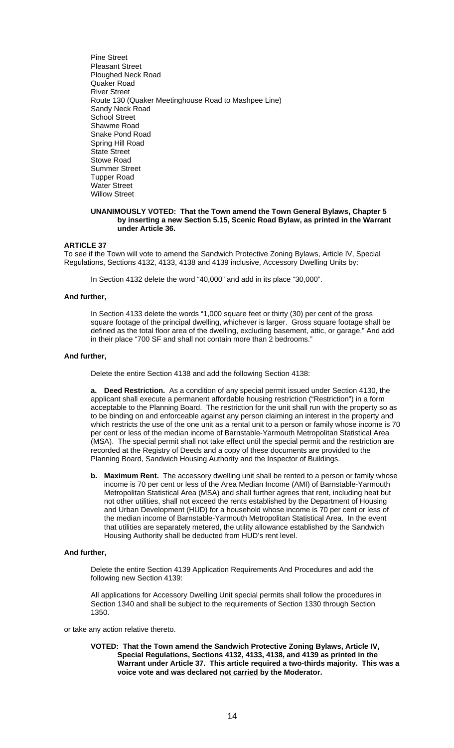Pine Street
Pleasant Street
Ploughed Neck Road
Quaker Road
River Street
Route 130 (Quaker Meetinghouse Road to Mashpee Line)
Sandy Neck Road
School Street
Shawme Road
Snake Pond Road
Spring Hill Road
State Street
Stowe Road
Summer Street
Tupper Road
Water Street
Willow Street

**UNANIMOUSLY VOTED: That the Town amend the Town General Bylaws, Chapter 5 by inserting a new Section 5.15, Scenic Road Bylaw, as printed in the Warrant under Article 36.**

**ARTICLE 37**

To see if the Town will vote to amend the Sandwich Protective Zoning Bylaws, Article IV, Special Regulations, Sections 4132, 4133, 4138 and 4139 inclusive, Accessory Dwelling Units by:

In Section 4132 delete the word "40,000" and add in its place "30,000".

**And further,**

In Section 4133 delete the words "1,000 square feet or thirty (30) per cent of the gross square footage of the principal dwelling, whichever is larger. Gross square footage shall be defined as the total floor area of the dwelling, excluding basement, attic, or garage." And add in their place "700 SF and shall not contain more than 2 bedrooms."

**And further,**

Delete the entire Section 4138 and add the following Section 4138:

**a. Deed Restriction.** As a condition of any special permit issued under Section 4130, the applicant shall execute a permanent affordable housing restriction ("Restriction") in a form acceptable to the Planning Board. The restriction for the unit shall run with the property so as to be binding on and enforceable against any person claiming an interest in the property and which restricts the use of the one unit as a rental unit to a person or family whose income is 70 per cent or less of the median income of Barnstable-Yarmouth Metropolitan Statistical Area (MSA). The special permit shall not take effect until the special permit and the restriction are recorded at the Registry of Deeds and a copy of these documents are provided to the Planning Board, Sandwich Housing Authority and the Inspector of Buildings.

**b. Maximum Rent.** The accessory dwelling unit shall be rented to a person or family whose income is 70 per cent or less of the Area Median Income (AMI) of Barnstable-Yarmouth Metropolitan Statistical Area (MSA) and shall further agrees that rent, including heat but not other utilities, shall not exceed the rents established by the Department of Housing and Urban Development (HUD) for a household whose income is 70 per cent or less of the median income of Barnstable-Yarmouth Metropolitan Statistical Area. In the event that utilities are separately metered, the utility allowance established by the Sandwich Housing Authority shall be deducted from HUD's rent level.

**And further,**

Delete the entire Section 4139 Application Requirements And Procedures and add the following new Section 4139:

All applications for Accessory Dwelling Unit special permits shall follow the procedures in Section 1340 and shall be subject to the requirements of Section 1330 through Section 1350.

or take any action relative thereto.

**VOTED: That the Town amend the Sandwich Protective Zoning Bylaws, Article IV, Special Regulations, Sections 4132, 4133, 4138, and 4139 as printed in the Warrant under Article 37. This article required a two-thirds majority. This was a voice vote and was declared <u>not carried</u> by the Moderator.**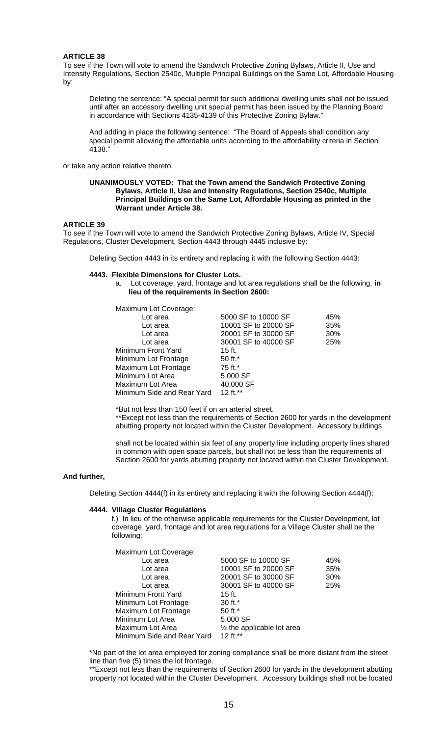**ARTICLE 38**

To see if the Town will vote to amend the Sandwich Protective Zoning Bylaws, Article II, Use and Intensity Regulations, Section 2540c, Multiple Principal Buildings on the Same Lot, Affordable Housing by:

> Deleting the sentence: "A special permit for such additional dwelling units shall not be issued until after an accessory dwelling unit special permit has been issued by the Planning Board in accordance with Sections 4135-4139 of this Protective Zoning Bylaw."
>
> And adding in place the following sentence: "The Board of Appeals shall condition any special permit allowing the affordable units according to the affordability criteria in Section 4138."

or take any action relative thereto.

**UNANIMOUSLY VOTED: That the Town amend the Sandwich Protective Zoning Bylaws, Article II, Use and Intensity Regulations, Section 2540c, Multiple Principal Buildings on the Same Lot, Affordable Housing as printed in the Warrant under Article 38.**

**ARTICLE 39**

To see if the Town will vote to amend the Sandwich Protective Zoning Bylaws, Article IV, Special Regulations, Cluster Development, Section 4443 through 4445 inclusive by:

> Deleting Section 4443 in its entirety and replacing it with the following Section 4443:

**4443. Flexible Dimensions for Cluster Lots.**

a. Lot coverage, yard, frontage and lot area regulations shall be the following, **in lieu of the requirements in Section 2600:**

| | | |
|---|---|---|
| Maximum Lot Coverage: | | |
| Lot area | 5000 SF to 10000 SF | 45% |
| Lot area | 10001 SF to 20000 SF | 35% |
| Lot area | 20001 SF to 30000 SF | 30% |
| Lot area | 30001 SF to 40000 SF | 25% |
| Minimum Front Yard | 15 ft. | |
| Minimum Lot Frontage | 50 ft.* | |
| Maximum Lot Frontage | 75 ft.* | |
| Minimum Lot Area | 5,000 SF | |
| Maximum Lot Area | 40,000 SF | |
| Minimum Side and Rear Yard | 12 ft.** | |

*But not less than 150 feet if on an arterial street.

**Except not less than the requirements of Section 2600 for yards in the development abutting property not located within the Cluster Development. Accessory buildings shall not be located within six feet of any property line including property lines shared in common with open space parcels, but shall not be less than the requirements of Section 2600 for yards abutting property not located within the Cluster Development.

**And further,**

> Deleting Section 4444(f) in its entirety and replacing it with the following Section 4444(f):

**4444. Village Cluster Regulations**

f.) In lieu of the otherwise applicable requirements for the Cluster Development, lot coverage, yard, frontage and lot area regulations for a Village Cluster shall be the following:

| | | |
|---|---|---|
| Maximum Lot Coverage: | | |
| Lot area | 5000 SF to 10000 SF | 45% |
| Lot area | 10001 SF to 20000 SF | 35% |
| Lot area | 20001 SF to 30000 SF | 30% |
| Lot area | 30001 SF to 40000 SF | 25% |
| Minimum Front Yard | 15 ft. | |
| Minimum Lot Frontage | 30 ft.* | |
| Maximum Lot Frontage | 50 ft.* | |
| Minimum Lot Area | 5,000 SF | |
| Maximum Lot Area | ½ the applicable lot area | |
| Minimum Side and Rear Yard | 12 ft.** | |

*No part of the lot area employed for zoning compliance shall be more distant from the street line than five (5) times the lot frontage.

**Except not less than the requirements of Section 2600 for yards in the development abutting property not located within the Cluster Development. Accessory buildings shall not be located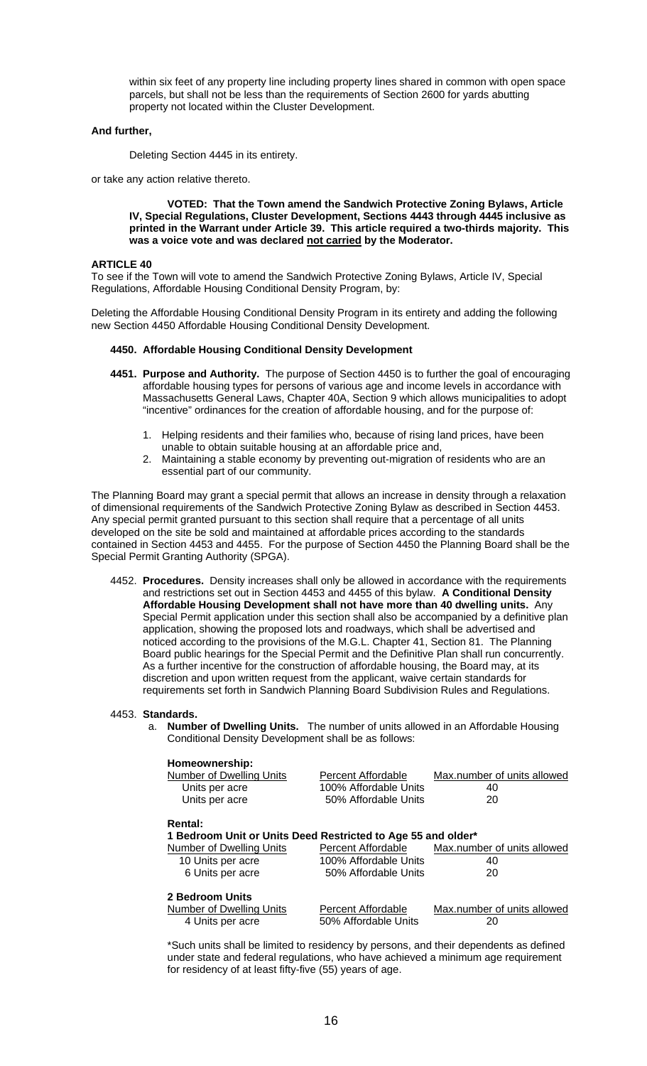within six feet of any property line including property lines shared in common with open space parcels, but shall not be less than the requirements of Section 2600 for yards abutting property not located within the Cluster Development.

**And further,**

Deleting Section 4445 in its entirety.

or take any action relative thereto.

**VOTED: That the Town amend the Sandwich Protective Zoning Bylaws, Article IV, Special Regulations, Cluster Development, Sections 4443 through 4445 inclusive as printed in the Warrant under Article 39. This article required a two-thirds majority. This was a voice vote and was declared <u>not carried</u> by the Moderator.**

**ARTICLE 40**

To see if the Town will vote to amend the Sandwich Protective Zoning Bylaws, Article IV, Special Regulations, Affordable Housing Conditional Density Program, by:

Deleting the Affordable Housing Conditional Density Program in its entirety and adding the following new Section 4450 Affordable Housing Conditional Density Development.

**4450. Affordable Housing Conditional Density Development**

**4451. Purpose and Authority.** The purpose of Section 4450 is to further the goal of encouraging affordable housing types for persons of various age and income levels in accordance with Massachusetts General Laws, Chapter 40A, Section 9 which allows municipalities to adopt "incentive" ordinances for the creation of affordable housing, and for the purpose of:

1. Helping residents and their families who, because of rising land prices, have been unable to obtain suitable housing at an affordable price and,
2. Maintaining a stable economy by preventing out-migration of residents who are an essential part of our community.

The Planning Board may grant a special permit that allows an increase in density through a relaxation of dimensional requirements of the Sandwich Protective Zoning Bylaw as described in Section 4453. Any special permit granted pursuant to this section shall require that a percentage of all units developed on the site be sold and maintained at affordable prices according to the standards contained in Section 4453 and 4455. For the purpose of Section 4450 the Planning Board shall be the Special Permit Granting Authority (SPGA).

4452. **Procedures.** Density increases shall only be allowed in accordance with the requirements and restrictions set out in Section 4453 and 4455 of this bylaw. **A Conditional Density Affordable Housing Development shall not have more than 40 dwelling units.** Any Special Permit application under this section shall also be accompanied by a definitive plan application, showing the proposed lots and roadways, which shall be advertised and noticed according to the provisions of the M.G.L. Chapter 41, Section 81. The Planning Board public hearings for the Special Permit and the Definitive Plan shall run concurrently. As a further incentive for the construction of affordable housing, the Board may, at its discretion and upon written request from the applicant, waive certain standards for requirements set forth in Sandwich Planning Board Subdivision Rules and Regulations.

4453. **Standards.**

a. **Number of Dwelling Units.** The number of units allowed in an Affordable Housing Conditional Density Development shall be as follows:

**Homeownership:**

| Number of Dwelling Units | Percent Affordable | Max.number of units allowed |
|---|---|---|
| Units per acre | 100% Affordable Units | 40 |
| Units per acre | 50% Affordable Units | 20 |

**Rental:**

**1 Bedroom Unit or Units Deed Restricted to Age 55 and older***

| Number of Dwelling Units | Percent Affordable | Max.number of units allowed |
|---|---|---|
| 10 Units per acre | 100% Affordable Units | 40 |
| 6 Units per acre | 50% Affordable Units | 20 |

**2 Bedroom Units**

| Number of Dwelling Units | Percent Affordable | Max.number of units allowed |
|---|---|---|
| 4 Units per acre | 50% Affordable Units | 20 |

*Such units shall be limited to residency by persons, and their dependents as defined under state and federal regulations, who have achieved a minimum age requirement for residency of at least fifty-five (55) years of age.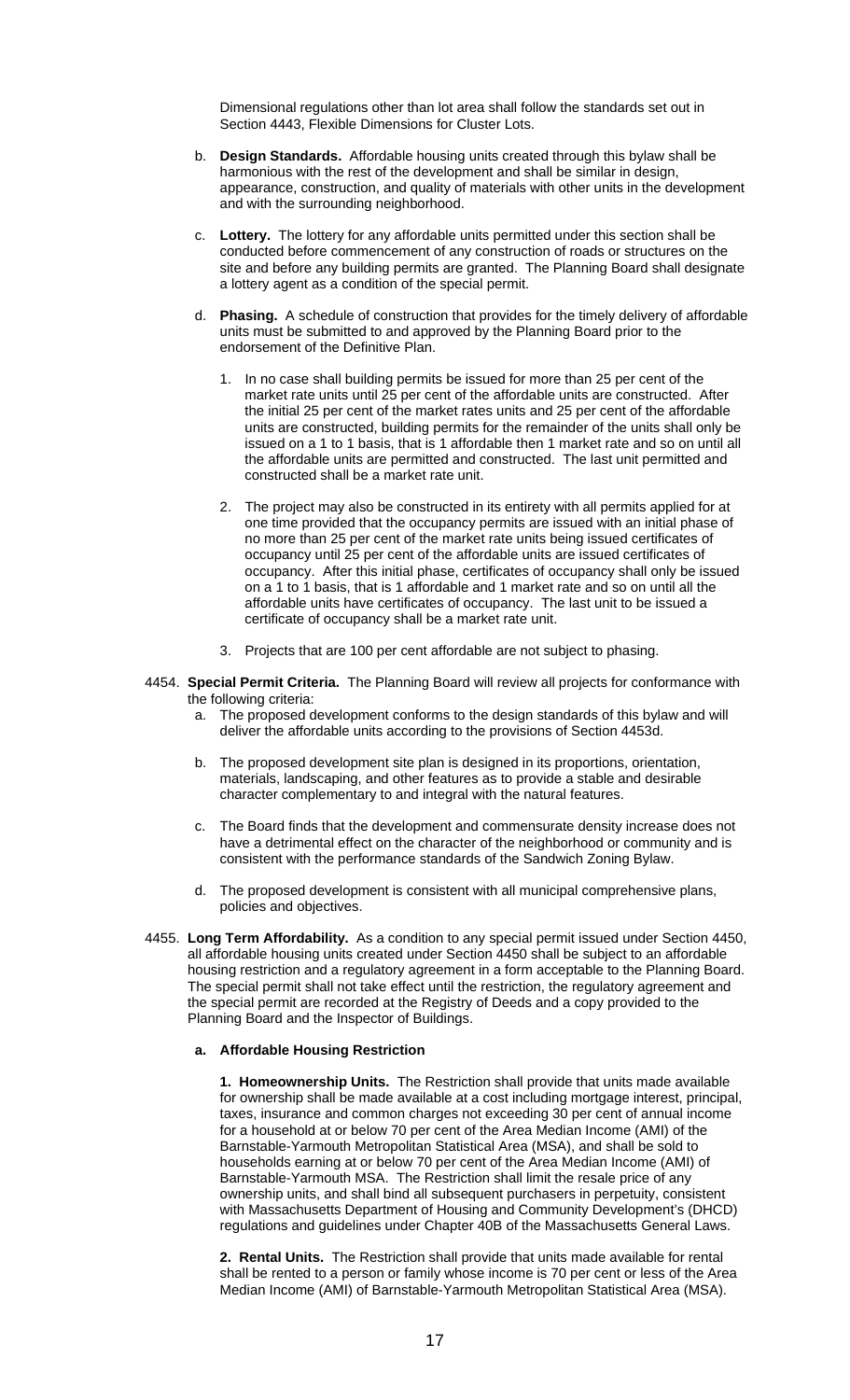Dimensional regulations other than lot area shall follow the standards set out in Section 4443, Flexible Dimensions for Cluster Lots.

b. **Design Standards.** Affordable housing units created through this bylaw shall be harmonious with the rest of the development and shall be similar in design, appearance, construction, and quality of materials with other units in the development and with the surrounding neighborhood.

c. **Lottery.** The lottery for any affordable units permitted under this section shall be conducted before commencement of any construction of roads or structures on the site and before any building permits are granted. The Planning Board shall designate a lottery agent as a condition of the special permit.

d. **Phasing.** A schedule of construction that provides for the timely delivery of affordable units must be submitted to and approved by the Planning Board prior to the endorsement of the Definitive Plan.

   1. In no case shall building permits be issued for more than 25 per cent of the market rate units until 25 per cent of the affordable units are constructed. After the initial 25 per cent of the market rates units and 25 per cent of the affordable units are constructed, building permits for the remainder of the units shall only be issued on a 1 to 1 basis, that is 1 affordable then 1 market rate and so on until all the affordable units are permitted and constructed. The last unit permitted and constructed shall be a market rate unit.

   2. The project may also be constructed in its entirety with all permits applied for at one time provided that the occupancy permits are issued with an initial phase of no more than 25 per cent of the market rate units being issued certificates of occupancy until 25 per cent of the affordable units are issued certificates of occupancy. After this initial phase, certificates of occupancy shall only be issued on a 1 to 1 basis, that is 1 affordable and 1 market rate and so on until all the affordable units have certificates of occupancy. The last unit to be issued a certificate of occupancy shall be a market rate unit.

   3. Projects that are 100 per cent affordable are not subject to phasing.

4454. **Special Permit Criteria.** The Planning Board will review all projects for conformance with the following criteria:

a. The proposed development conforms to the design standards of this bylaw and will deliver the affordable units according to the provisions of Section 4453d.

b. The proposed development site plan is designed in its proportions, orientation, materials, landscaping, and other features as to provide a stable and desirable character complementary to and integral with the natural features.

c. The Board finds that the development and commensurate density increase does not have a detrimental effect on the character of the neighborhood or community and is consistent with the performance standards of the Sandwich Zoning Bylaw.

d. The proposed development is consistent with all municipal comprehensive plans, policies and objectives.

4455. **Long Term Affordability.** As a condition to any special permit issued under Section 4450, all affordable housing units created under Section 4450 shall be subject to an affordable housing restriction and a regulatory agreement in a form acceptable to the Planning Board. The special permit shall not take effect until the restriction, the regulatory agreement and the special permit are recorded at the Registry of Deeds and a copy provided to the Planning Board and the Inspector of Buildings.

**a. Affordable Housing Restriction**

**1. Homeownership Units.** The Restriction shall provide that units made available for ownership shall be made available at a cost including mortgage interest, principal, taxes, insurance and common charges not exceeding 30 per cent of annual income for a household at or below 70 per cent of the Area Median Income (AMI) of the Barnstable-Yarmouth Metropolitan Statistical Area (MSA), and shall be sold to households earning at or below 70 per cent of the Area Median Income (AMI) of Barnstable-Yarmouth MSA. The Restriction shall limit the resale price of any ownership units, and shall bind all subsequent purchasers in perpetuity, consistent with Massachusetts Department of Housing and Community Development's (DHCD) regulations and guidelines under Chapter 40B of the Massachusetts General Laws.

**2. Rental Units.** The Restriction shall provide that units made available for rental shall be rented to a person or family whose income is 70 per cent or less of the Area Median Income (AMI) of Barnstable-Yarmouth Metropolitan Statistical Area (MSA).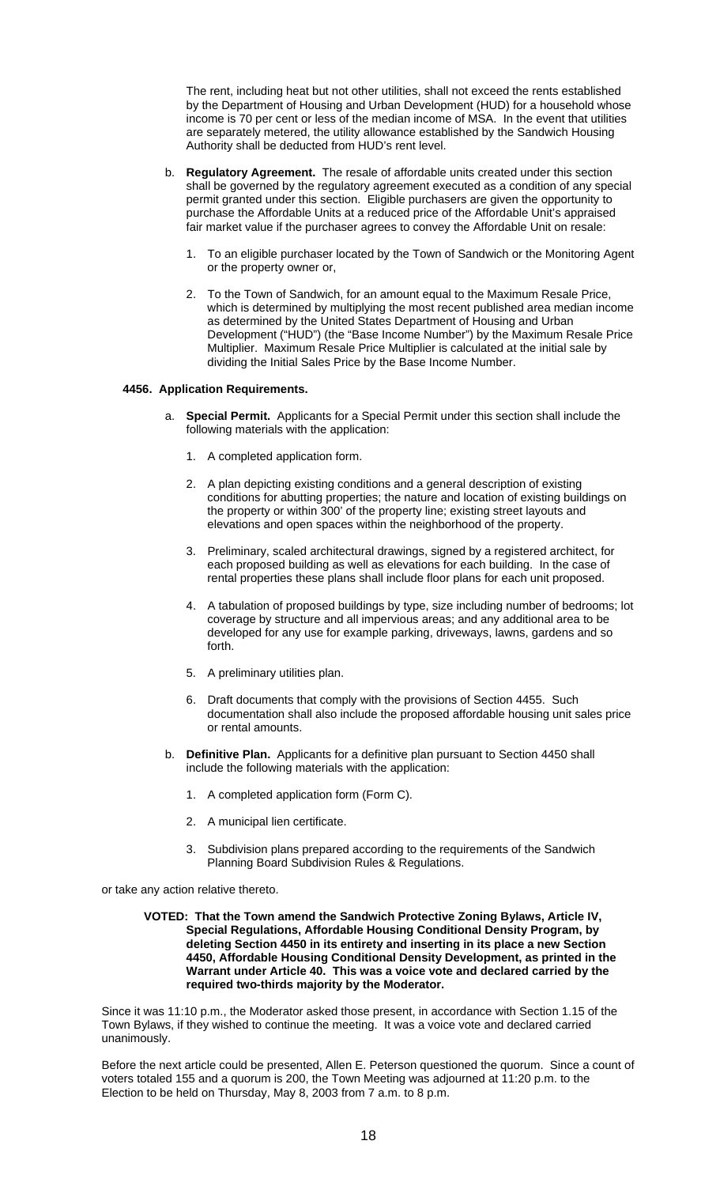The rent, including heat but not other utilities, shall not exceed the rents established by the Department of Housing and Urban Development (HUD) for a household whose income is 70 per cent or less of the median income of MSA. In the event that utilities are separately metered, the utility allowance established by the Sandwich Housing Authority shall be deducted from HUD's rent level.

b. **Regulatory Agreement.** The resale of affordable units created under this section shall be governed by the regulatory agreement executed as a condition of any special permit granted under this section. Eligible purchasers are given the opportunity to purchase the Affordable Units at a reduced price of the Affordable Unit's appraised fair market value if the purchaser agrees to convey the Affordable Unit on resale:

   1. To an eligible purchaser located by the Town of Sandwich or the Monitoring Agent or the property owner or,

   2. To the Town of Sandwich, for an amount equal to the Maximum Resale Price, which is determined by multiplying the most recent published area median income as determined by the United States Department of Housing and Urban Development ("HUD") (the "Base Income Number") by the Maximum Resale Price Multiplier. Maximum Resale Price Multiplier is calculated at the initial sale by dividing the Initial Sales Price by the Base Income Number.

**4456. Application Requirements.**

a. **Special Permit.** Applicants for a Special Permit under this section shall include the following materials with the application:

   1. A completed application form.

   2. A plan depicting existing conditions and a general description of existing conditions for abutting properties; the nature and location of existing buildings on the property or within 300' of the property line; existing street layouts and elevations and open spaces within the neighborhood of the property.

   3. Preliminary, scaled architectural drawings, signed by a registered architect, for each proposed building as well as elevations for each building. In the case of rental properties these plans shall include floor plans for each unit proposed.

   4. A tabulation of proposed buildings by type, size including number of bedrooms; lot coverage by structure and all impervious areas; and any additional area to be developed for any use for example parking, driveways, lawns, gardens and so forth.

   5. A preliminary utilities plan.

   6. Draft documents that comply with the provisions of Section 4455. Such documentation shall also include the proposed affordable housing unit sales price or rental amounts.

b. **Definitive Plan.** Applicants for a definitive plan pursuant to Section 4450 shall include the following materials with the application:

   1. A completed application form (Form C).

   2. A municipal lien certificate.

   3. Subdivision plans prepared according to the requirements of the Sandwich Planning Board Subdivision Rules & Regulations.

or take any action relative thereto.

**VOTED: That the Town amend the Sandwich Protective Zoning Bylaws, Article IV, Special Regulations, Affordable Housing Conditional Density Program, by deleting Section 4450 in its entirety and inserting in its place a new Section 4450, Affordable Housing Conditional Density Development, as printed in the Warrant under Article 40. This was a voice vote and declared carried by the required two-thirds majority by the Moderator.**

Since it was 11:10 p.m., the Moderator asked those present, in accordance with Section 1.15 of the Town Bylaws, if they wished to continue the meeting. It was a voice vote and declared carried unanimously.

Before the next article could be presented, Allen E. Peterson questioned the quorum. Since a count of voters totaled 155 and a quorum is 200, the Town Meeting was adjourned at 11:20 p.m. to the Election to be held on Thursday, May 8, 2003 from 7 a.m. to 8 p.m.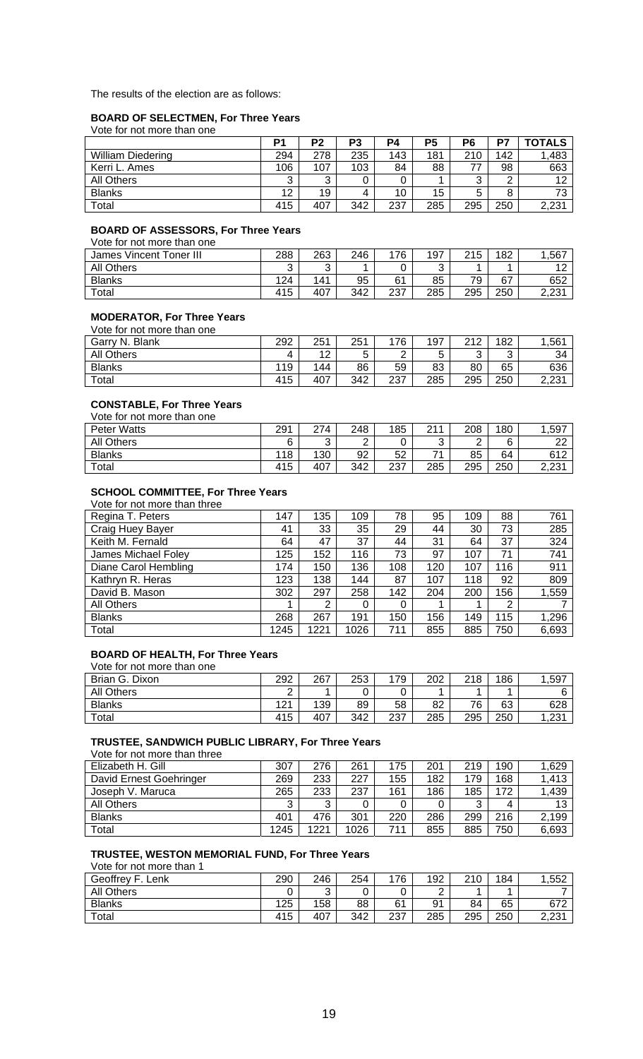The results of the election are as follows:

### BOARD OF SELECTMEN, For Three Years

Vote for not more than one

| | P1 | P2 | P3 | P4 | P5 | P6 | P7 | TOTALS |
|---|---|---|---|---|---|---|---|---|
| William Diedering | 294 | 278 | 235 | 143 | 181 | 210 | 142 | 1,483 |
| Kerri L. Ames | 106 | 107 | 103 | 84 | 88 | 77 | 98 | 663 |
| All Others | 3 | 3 | 0 | 0 | 1 | 3 | 2 | 12 |
| Blanks | 12 | 19 | 4 | 10 | 15 | 5 | 8 | 73 |
| Total | 415 | 407 | 342 | 237 | 285 | 295 | 250 | 2,231 |

### BOARD OF ASSESSORS, For Three Years

Vote for not more than one

| | | | | | | | | |
|---|---|---|---|---|---|---|---|---|
| James Vincent Toner III | 288 | 263 | 246 | 176 | 197 | 215 | 182 | 1,567 |
| All Others | 3 | 3 | 1 | 0 | 3 | 1 | 1 | 12 |
| Blanks | 124 | 141 | 95 | 61 | 85 | 79 | 67 | 652 |
| Total | 415 | 407 | 342 | 237 | 285 | 295 | 250 | 2,231 |

### MODERATOR, For Three Years

Vote for not more than one

| | | | | | | | | |
|---|---|---|---|---|---|---|---|---|
| Garry N. Blank | 292 | 251 | 251 | 176 | 197 | 212 | 182 | 1,561 |
| All Others | 4 | 12 | 5 | 2 | 5 | 3 | 3 | 34 |
| Blanks | 119 | 144 | 86 | 59 | 83 | 80 | 65 | 636 |
| Total | 415 | 407 | 342 | 237 | 285 | 295 | 250 | 2,231 |

### CONSTABLE, For Three Years

Vote for not more than one

| | | | | | | | | |
|---|---|---|---|---|---|---|---|---|
| Peter Watts | 291 | 274 | 248 | 185 | 211 | 208 | 180 | 1,597 |
| All Others | 6 | 3 | 2 | 0 | 3 | 2 | 6 | 22 |
| Blanks | 118 | 130 | 92 | 52 | 71 | 85 | 64 | 612 |
| Total | 415 | 407 | 342 | 237 | 285 | 295 | 250 | 2,231 |

### SCHOOL COMMITTEE, For Three Years

Vote for not more than three

| | | | | | | | | |
|---|---|---|---|---|---|---|---|---|
| Regina T. Peters | 147 | 135 | 109 | 78 | 95 | 109 | 88 | 761 |
| Craig Huey Bayer | 41 | 33 | 35 | 29 | 44 | 30 | 73 | 285 |
| Keith M. Fernald | 64 | 47 | 37 | 44 | 31 | 64 | 37 | 324 |
| James Michael Foley | 125 | 152 | 116 | 73 | 97 | 107 | 71 | 741 |
| Diane Carol Hembling | 174 | 150 | 136 | 108 | 120 | 107 | 116 | 911 |
| Kathryn R. Heras | 123 | 138 | 144 | 87 | 107 | 118 | 92 | 809 |
| David B. Mason | 302 | 297 | 258 | 142 | 204 | 200 | 156 | 1,559 |
| All Others | 1 | 2 | 0 | 0 | 1 | 1 | 2 | 7 |
| Blanks | 268 | 267 | 191 | 150 | 156 | 149 | 115 | 1,296 |
| Total | 1245 | 1221 | 1026 | 711 | 855 | 885 | 750 | 6,693 |

### BOARD OF HEALTH, For Three Years

Vote for not more than one

| | | | | | | | | |
|---|---|---|---|---|---|---|---|---|
| Brian G. Dixon | 292 | 267 | 253 | 179 | 202 | 218 | 186 | 1,597 |
| All Others | 2 | 1 | 0 | 0 | 1 | 1 | 1 | 6 |
| Blanks | 121 | 139 | 89 | 58 | 82 | 76 | 63 | 628 |
| Total | 415 | 407 | 342 | 237 | 285 | 295 | 250 | 1,231 |

### TRUSTEE, SANDWICH PUBLIC LIBRARY, For Three Years

Vote for not more than three

| | | | | | | | | |
|---|---|---|---|---|---|---|---|---|
| Elizabeth H. Gill | 307 | 276 | 261 | 175 | 201 | 219 | 190 | 1,629 |
| David Ernest Goehringer | 269 | 233 | 227 | 155 | 182 | 179 | 168 | 1,413 |
| Joseph V. Maruca | 265 | 233 | 237 | 161 | 186 | 185 | 172 | 1,439 |
| All Others | 3 | 3 | 0 | 0 | 0 | 3 | 4 | 13 |
| Blanks | 401 | 476 | 301 | 220 | 286 | 299 | 216 | 2,199 |
| Total | 1245 | 1221 | 1026 | 711 | 855 | 885 | 750 | 6,693 |

### TRUSTEE, WESTON MEMORIAL FUND, For Three Years

Vote for not more than 1

| | | | | | | | | |
|---|---|---|---|---|---|---|---|---|
| Geoffrey F. Lenk | 290 | 246 | 254 | 176 | 192 | 210 | 184 | 1,552 |
| All Others | 0 | 3 | 0 | 0 | 2 | 1 | 1 | 7 |
| Blanks | 125 | 158 | 88 | 61 | 91 | 84 | 65 | 672 |
| Total | 415 | 407 | 342 | 237 | 285 | 295 | 250 | 2,231 |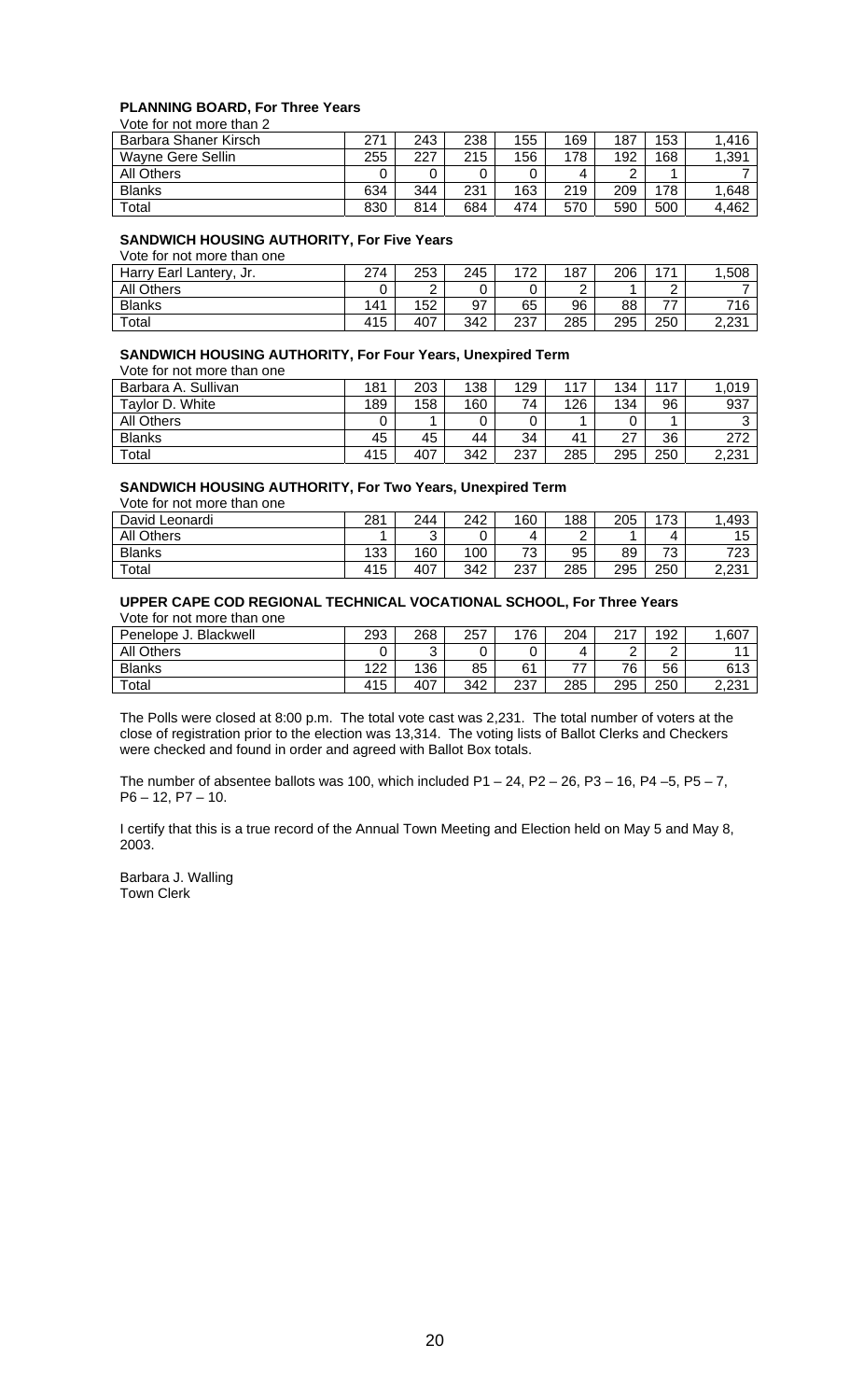**PLANNING BOARD, For Three Years**

Vote for not more than 2

| | | | | | | | | |
|---|---|---|---|---|---|---|---|---|
| Barbara Shaner Kirsch | 271 | 243 | 238 | 155 | 169 | 187 | 153 | 1,416 |
| Wayne Gere Sellin | 255 | 227 | 215 | 156 | 178 | 192 | 168 | 1,391 |
| All Others | 0 | 0 | 0 | 0 | 4 | 2 | 1 | 7 |
| Blanks | 634 | 344 | 231 | 163 | 219 | 209 | 178 | 1,648 |
| Total | 830 | 814 | 684 | 474 | 570 | 590 | 500 | 4,462 |

**SANDWICH HOUSING AUTHORITY, For Five Years**

Vote for not more than one

| | | | | | | | | |
|---|---|---|---|---|---|---|---|---|
| Harry Earl Lantery, Jr. | 274 | 253 | 245 | 172 | 187 | 206 | 171 | 1,508 |
| All Others | 0 | 2 | 0 | 0 | 2 | 1 | 2 | 7 |
| Blanks | 141 | 152 | 97 | 65 | 96 | 88 | 77 | 716 |
| Total | 415 | 407 | 342 | 237 | 285 | 295 | 250 | 2,231 |

**SANDWICH HOUSING AUTHORITY, For Four Years, Unexpired Term**

Vote for not more than one

| | | | | | | | | |
|---|---|---|---|---|---|---|---|---|
| Barbara A. Sullivan | 181 | 203 | 138 | 129 | 117 | 134 | 117 | 1,019 |
| Taylor D. White | 189 | 158 | 160 | 74 | 126 | 134 | 96 | 937 |
| All Others | 0 | 1 | 0 | 0 | 1 | 0 | 1 | 3 |
| Blanks | 45 | 45 | 44 | 34 | 41 | 27 | 36 | 272 |
| Total | 415 | 407 | 342 | 237 | 285 | 295 | 250 | 2,231 |

**SANDWICH HOUSING AUTHORITY, For Two Years, Unexpired Term**

Vote for not more than one

| | | | | | | | | |
|---|---|---|---|---|---|---|---|---|
| David Leonardi | 281 | 244 | 242 | 160 | 188 | 205 | 173 | 1,493 |
| All Others | 1 | 3 | 0 | 4 | 2 | 1 | 4 | 15 |
| Blanks | 133 | 160 | 100 | 73 | 95 | 89 | 73 | 723 |
| Total | 415 | 407 | 342 | 237 | 285 | 295 | 250 | 2,231 |

**UPPER CAPE COD REGIONAL TECHNICAL VOCATIONAL SCHOOL, For Three Years**

Vote for not more than one

| | | | | | | | | |
|---|---|---|---|---|---|---|---|---|
| Penelope J. Blackwell | 293 | 268 | 257 | 176 | 204 | 217 | 192 | 1,607 |
| All Others | 0 | 3 | 0 | 0 | 4 | 2 | 2 | 11 |
| Blanks | 122 | 136 | 85 | 61 | 77 | 76 | 56 | 613 |
| Total | 415 | 407 | 342 | 237 | 285 | 295 | 250 | 2,231 |

The Polls were closed at 8:00 p.m. The total vote cast was 2,231. The total number of voters at the close of registration prior to the election was 13,314. The voting lists of Ballot Clerks and Checkers were checked and found in order and agreed with Ballot Box totals.

The number of absentee ballots was 100, which included P1 – 24, P2 – 26, P3 – 16, P4 –5, P5 – 7, P6 – 12, P7 – 10.

I certify that this is a true record of the Annual Town Meeting and Election held on May 5 and May 8, 2003.

Barbara J. Walling
Town Clerk